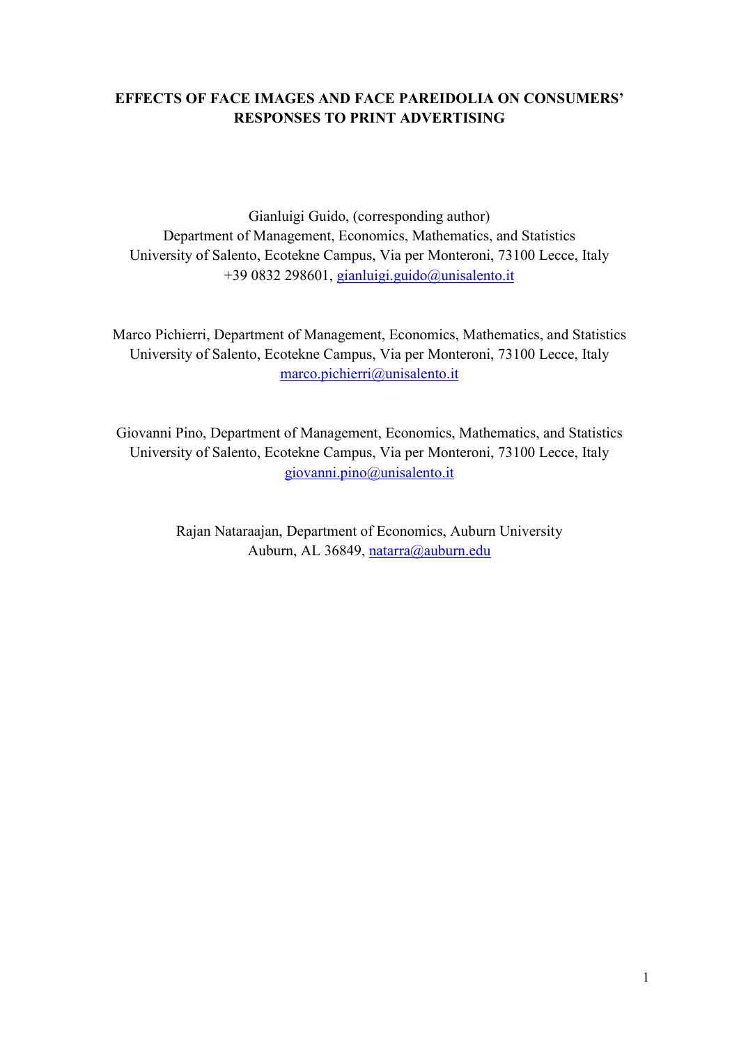# EFFECTS OF FACE IMAGES AND FACE PAREIDOLIA ON CONSUMERS' RESPONSES TO PRINT ADVERTISING

Gianluigi Guido, (corresponding author)
Department of Management, Economics, Mathematics, and Statistics
University of Salento, Ecotekne Campus, Via per Monteroni, 73100 Lecce, Italy
+39 0832 298601, gianluigi.guido@unisalento.it

Marco Pichierri, Department of Management, Economics, Mathematics, and Statistics
University of Salento, Ecotekne Campus, Via per Monteroni, 73100 Lecce, Italy
marco.pichierri@unisalento.it

Giovanni Pino, Department of Management, Economics, Mathematics, and Statistics
University of Salento, Ecotekne Campus, Via per Monteroni, 73100 Lecce, Italy
giovanni.pino@unisalento.it

Rajan Nataraajan, Department of Economics, Auburn University
Auburn, AL 36849, natarra@auburn.edu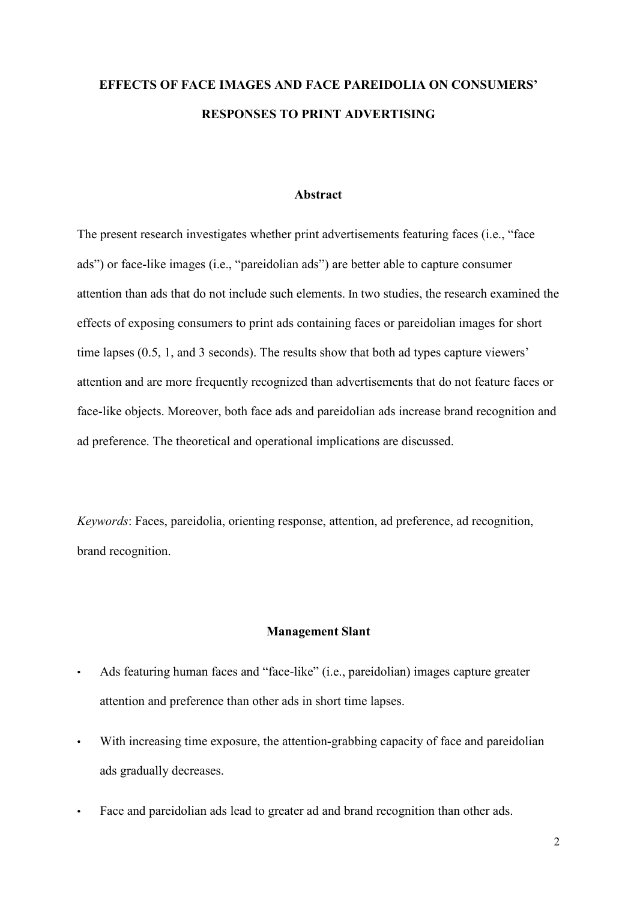# EFFECTS OF FACE IMAGES AND FACE PAREIDOLIA ON CONSUMERS' RESPONSES TO PRINT ADVERTISING

## Abstract

The present research investigates whether print advertisements featuring faces (i.e., "face ads") or face-like images (i.e., "pareidolian ads") are better able to capture consumer attention than ads that do not include such elements. In two studies, the research examined the effects of exposing consumers to print ads containing faces or pareidolian images for short time lapses (0.5, 1, and 3 seconds). The results show that both ad types capture viewers' attention and are more frequently recognized than advertisements that do not feature faces or face-like objects. Moreover, both face ads and pareidolian ads increase brand recognition and ad preference. The theoretical and operational implications are discussed.

*Keywords*: Faces, pareidolia, orienting response, attention, ad preference, ad recognition, brand recognition.

## Management Slant

- Ads featuring human faces and "face-like" (i.e., pareidolian) images capture greater attention and preference than other ads in short time lapses.
- With increasing time exposure, the attention-grabbing capacity of face and pareidolian ads gradually decreases.
- Face and pareidolian ads lead to greater ad and brand recognition than other ads.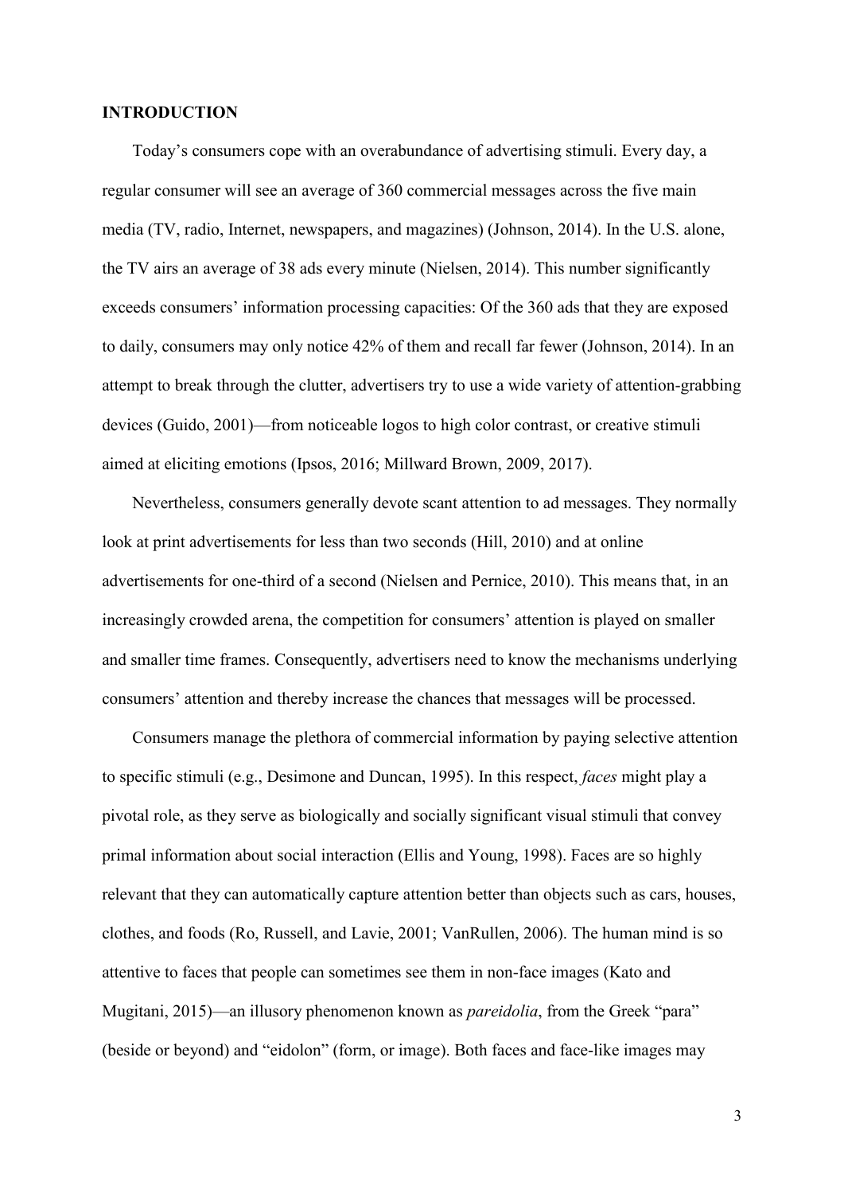## INTRODUCTION

Today's consumers cope with an overabundance of advertising stimuli. Every day, a regular consumer will see an average of 360 commercial messages across the five main media (TV, radio, Internet, newspapers, and magazines) (Johnson, 2014). In the U.S. alone, the TV airs an average of 38 ads every minute (Nielsen, 2014). This number significantly exceeds consumers' information processing capacities: Of the 360 ads that they are exposed to daily, consumers may only notice 42% of them and recall far fewer (Johnson, 2014). In an attempt to break through the clutter, advertisers try to use a wide variety of attention-grabbing devices (Guido, 2001)—from noticeable logos to high color contrast, or creative stimuli aimed at eliciting emotions (Ipsos, 2016; Millward Brown, 2009, 2017).

Nevertheless, consumers generally devote scant attention to ad messages. They normally look at print advertisements for less than two seconds (Hill, 2010) and at online advertisements for one-third of a second (Nielsen and Pernice, 2010). This means that, in an increasingly crowded arena, the competition for consumers' attention is played on smaller and smaller time frames. Consequently, advertisers need to know the mechanisms underlying consumers' attention and thereby increase the chances that messages will be processed.

Consumers manage the plethora of commercial information by paying selective attention to specific stimuli (e.g., Desimone and Duncan, 1995). In this respect, *faces* might play a pivotal role, as they serve as biologically and socially significant visual stimuli that convey primal information about social interaction (Ellis and Young, 1998). Faces are so highly relevant that they can automatically capture attention better than objects such as cars, houses, clothes, and foods (Ro, Russell, and Lavie, 2001; VanRullen, 2006). The human mind is so attentive to faces that people can sometimes see them in non-face images (Kato and Mugitani, 2015)—an illusory phenomenon known as *pareidolia*, from the Greek "para" (beside or beyond) and "eidolon" (form, or image). Both faces and face-like images may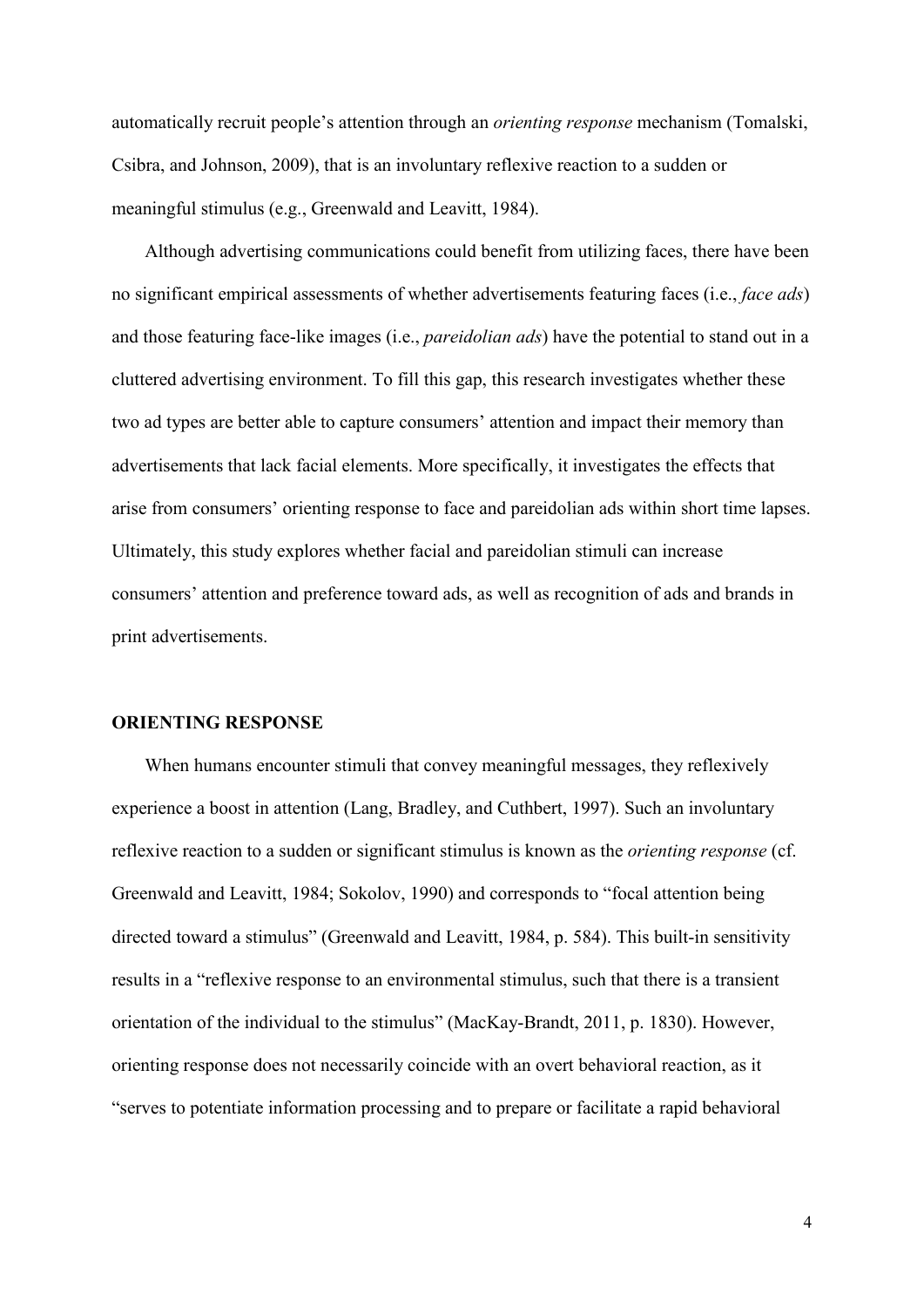automatically recruit people's attention through an *orienting response* mechanism (Tomalski, Csibra, and Johnson, 2009), that is an involuntary reflexive reaction to a sudden or meaningful stimulus (e.g., Greenwald and Leavitt, 1984).

Although advertising communications could benefit from utilizing faces, there have been no significant empirical assessments of whether advertisements featuring faces (i.e., *face ads*) and those featuring face-like images (i.e., *pareidolian ads*) have the potential to stand out in a cluttered advertising environment. To fill this gap, this research investigates whether these two ad types are better able to capture consumers' attention and impact their memory than advertisements that lack facial elements. More specifically, it investigates the effects that arise from consumers' orienting response to face and pareidolian ads within short time lapses. Ultimately, this study explores whether facial and pareidolian stimuli can increase consumers' attention and preference toward ads, as well as recognition of ads and brands in print advertisements.

## ORIENTING RESPONSE

When humans encounter stimuli that convey meaningful messages, they reflexively experience a boost in attention (Lang, Bradley, and Cuthbert, 1997). Such an involuntary reflexive reaction to a sudden or significant stimulus is known as the *orienting response* (cf. Greenwald and Leavitt, 1984; Sokolov, 1990) and corresponds to "focal attention being directed toward a stimulus" (Greenwald and Leavitt, 1984, p. 584). This built-in sensitivity results in a "reflexive response to an environmental stimulus, such that there is a transient orientation of the individual to the stimulus" (MacKay-Brandt, 2011, p. 1830). However, orienting response does not necessarily coincide with an overt behavioral reaction, as it "serves to potentiate information processing and to prepare or facilitate a rapid behavioral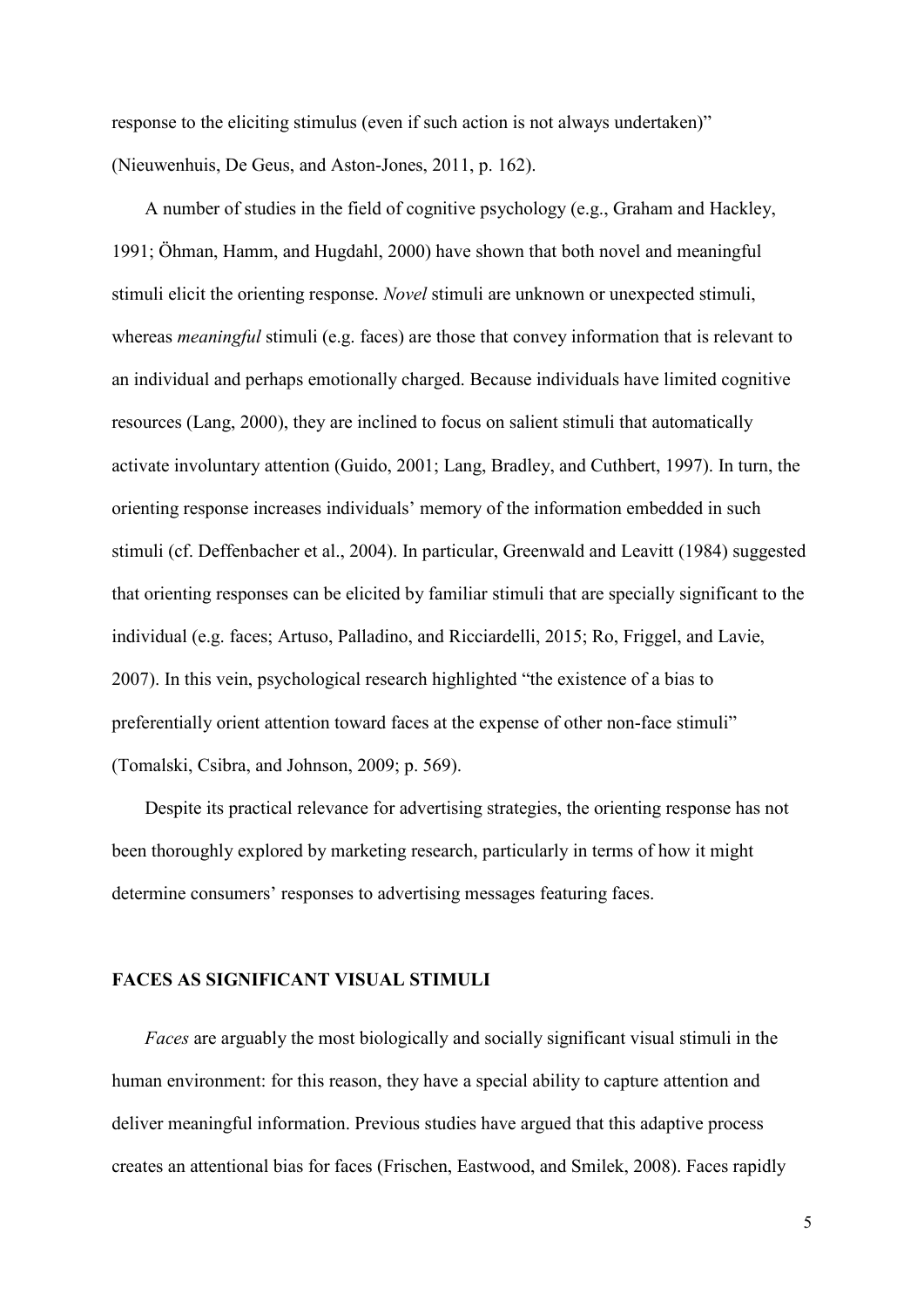response to the eliciting stimulus (even if such action is not always undertaken)" (Nieuwenhuis, De Geus, and Aston-Jones, 2011, p. 162).

A number of studies in the field of cognitive psychology (e.g., Graham and Hackley, 1991; Öhman, Hamm, and Hugdahl, 2000) have shown that both novel and meaningful stimuli elicit the orienting response. *Novel* stimuli are unknown or unexpected stimuli, whereas *meaningful* stimuli (e.g. faces) are those that convey information that is relevant to an individual and perhaps emotionally charged. Because individuals have limited cognitive resources (Lang, 2000), they are inclined to focus on salient stimuli that automatically activate involuntary attention (Guido, 2001; Lang, Bradley, and Cuthbert, 1997). In turn, the orienting response increases individuals' memory of the information embedded in such stimuli (cf. Deffenbacher et al., 2004). In particular, Greenwald and Leavitt (1984) suggested that orienting responses can be elicited by familiar stimuli that are specially significant to the individual (e.g. faces; Artuso, Palladino, and Ricciardelli, 2015; Ro, Friggel, and Lavie, 2007). In this vein, psychological research highlighted "the existence of a bias to preferentially orient attention toward faces at the expense of other non-face stimuli" (Tomalski, Csibra, and Johnson, 2009; p. 569).

Despite its practical relevance for advertising strategies, the orienting response has not been thoroughly explored by marketing research, particularly in terms of how it might determine consumers' responses to advertising messages featuring faces.

## FACES AS SIGNIFICANT VISUAL STIMULI

*Faces* are arguably the most biologically and socially significant visual stimuli in the human environment: for this reason, they have a special ability to capture attention and deliver meaningful information. Previous studies have argued that this adaptive process creates an attentional bias for faces (Frischen, Eastwood, and Smilek, 2008). Faces rapidly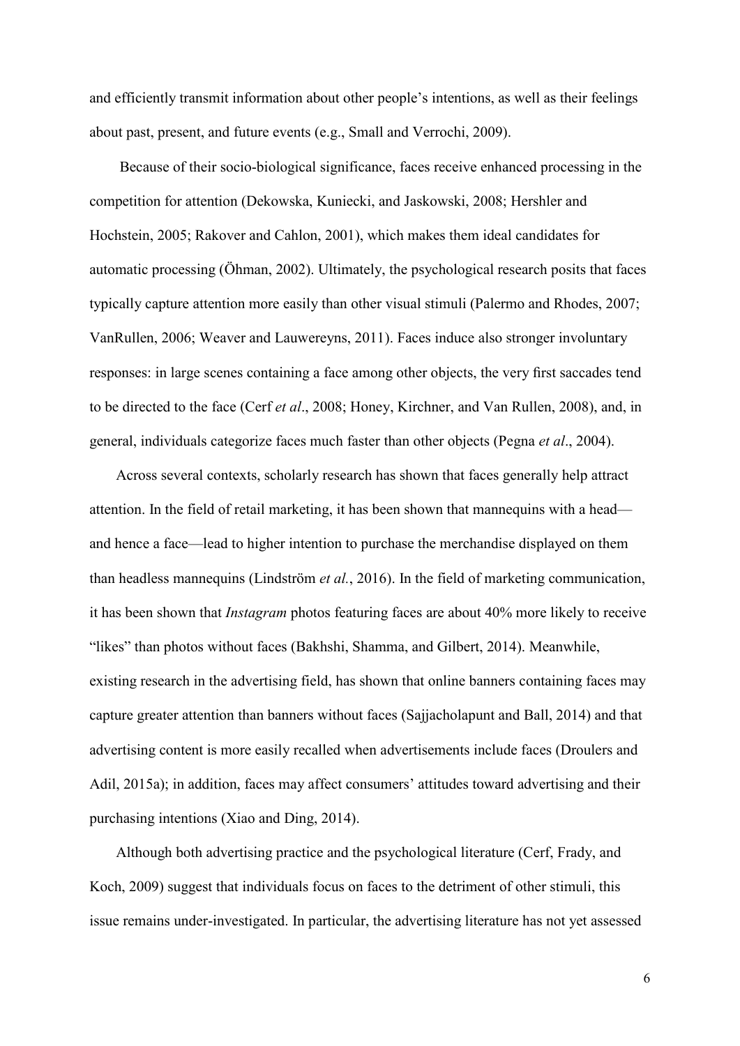and efficiently transmit information about other people's intentions, as well as their feelings about past, present, and future events (e.g., Small and Verrochi, 2009).

Because of their socio-biological significance, faces receive enhanced processing in the competition for attention (Dekowska, Kuniecki, and Jaskowski, 2008; Hershler and Hochstein, 2005; Rakover and Cahlon, 2001), which makes them ideal candidates for automatic processing (Öhman, 2002). Ultimately, the psychological research posits that faces typically capture attention more easily than other visual stimuli (Palermo and Rhodes, 2007; VanRullen, 2006; Weaver and Lauwereyns, 2011). Faces induce also stronger involuntary responses: in large scenes containing a face among other objects, the very first saccades tend to be directed to the face (Cerf *et al*., 2008; Honey, Kirchner, and Van Rullen, 2008), and, in general, individuals categorize faces much faster than other objects (Pegna *et al*., 2004).

Across several contexts, scholarly research has shown that faces generally help attract attention. In the field of retail marketing, it has been shown that mannequins with a head—and hence a face—lead to higher intention to purchase the merchandise displayed on them than headless mannequins (Lindström *et al.*, 2016). In the field of marketing communication, it has been shown that *Instagram* photos featuring faces are about 40% more likely to receive "likes" than photos without faces (Bakhshi, Shamma, and Gilbert, 2014). Meanwhile, existing research in the advertising field, has shown that online banners containing faces may capture greater attention than banners without faces (Sajjacholapunt and Ball, 2014) and that advertising content is more easily recalled when advertisements include faces (Droulers and Adil, 2015a); in addition, faces may affect consumers' attitudes toward advertising and their purchasing intentions (Xiao and Ding, 2014).

Although both advertising practice and the psychological literature (Cerf, Frady, and Koch, 2009) suggest that individuals focus on faces to the detriment of other stimuli, this issue remains under-investigated. In particular, the advertising literature has not yet assessed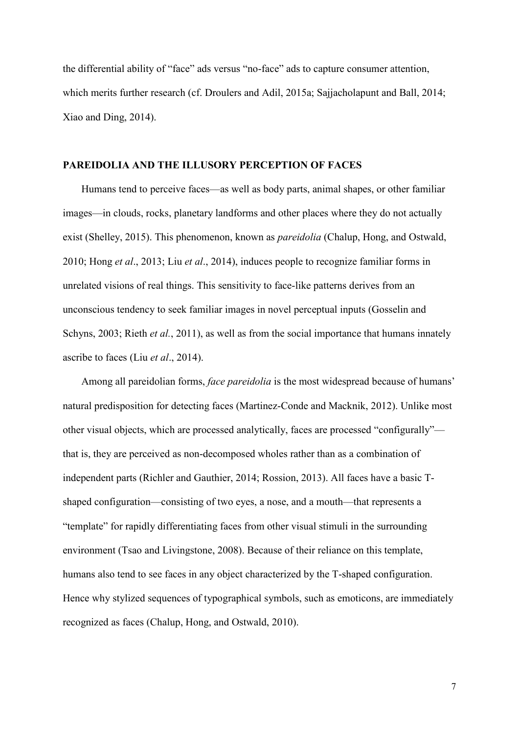the differential ability of "face" ads versus "no-face" ads to capture consumer attention, which merits further research (cf. Droulers and Adil, 2015a; Sajjacholapunt and Ball, 2014; Xiao and Ding, 2014).

## PAREIDOLIA AND THE ILLUSORY PERCEPTION OF FACES

Humans tend to perceive faces—as well as body parts, animal shapes, or other familiar images—in clouds, rocks, planetary landforms and other places where they do not actually exist (Shelley, 2015). This phenomenon, known as *pareidolia* (Chalup, Hong, and Ostwald, 2010; Hong *et al*., 2013; Liu *et al*., 2014), induces people to recognize familiar forms in unrelated visions of real things. This sensitivity to face-like patterns derives from an unconscious tendency to seek familiar images in novel perceptual inputs (Gosselin and Schyns, 2003; Rieth *et al.*, 2011), as well as from the social importance that humans innately ascribe to faces (Liu *et al*., 2014).

Among all pareidolian forms, *face pareidolia* is the most widespread because of humans' natural predisposition for detecting faces (Martinez-Conde and Macknik, 2012). Unlike most other visual objects, which are processed analytically, faces are processed "configurally"—that is, they are perceived as non-decomposed wholes rather than as a combination of independent parts (Richler and Gauthier, 2014; Rossion, 2013). All faces have a basic T-shaped configuration—consisting of two eyes, a nose, and a mouth—that represents a "template" for rapidly differentiating faces from other visual stimuli in the surrounding environment (Tsao and Livingstone, 2008). Because of their reliance on this template, humans also tend to see faces in any object characterized by the T-shaped configuration. Hence why stylized sequences of typographical symbols, such as emoticons, are immediately recognized as faces (Chalup, Hong, and Ostwald, 2010).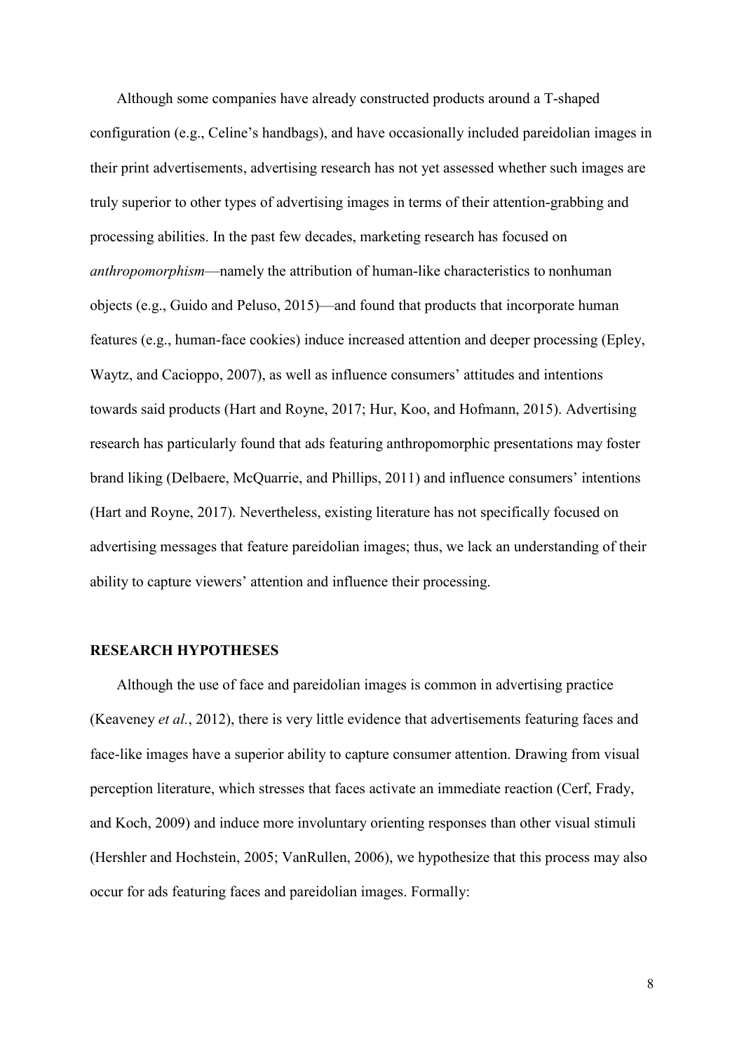Although some companies have already constructed products around a T-shaped configuration (e.g., Celine's handbags), and have occasionally included pareidolian images in their print advertisements, advertising research has not yet assessed whether such images are truly superior to other types of advertising images in terms of their attention-grabbing and processing abilities. In the past few decades, marketing research has focused on *anthropomorphism*—namely the attribution of human-like characteristics to nonhuman objects (e.g., Guido and Peluso, 2015)—and found that products that incorporate human features (e.g., human-face cookies) induce increased attention and deeper processing (Epley, Waytz, and Cacioppo, 2007), as well as influence consumers' attitudes and intentions towards said products (Hart and Royne, 2017; Hur, Koo, and Hofmann, 2015). Advertising research has particularly found that ads featuring anthropomorphic presentations may foster brand liking (Delbaere, McQuarrie, and Phillips, 2011) and influence consumers' intentions (Hart and Royne, 2017). Nevertheless, existing literature has not specifically focused on advertising messages that feature pareidolian images; thus, we lack an understanding of their ability to capture viewers' attention and influence their processing.

## RESEARCH HYPOTHESES

Although the use of face and pareidolian images is common in advertising practice (Keaveney *et al.*, 2012), there is very little evidence that advertisements featuring faces and face-like images have a superior ability to capture consumer attention. Drawing from visual perception literature, which stresses that faces activate an immediate reaction (Cerf, Frady, and Koch, 2009) and induce more involuntary orienting responses than other visual stimuli (Hershler and Hochstein, 2005; VanRullen, 2006), we hypothesize that this process may also occur for ads featuring faces and pareidolian images. Formally: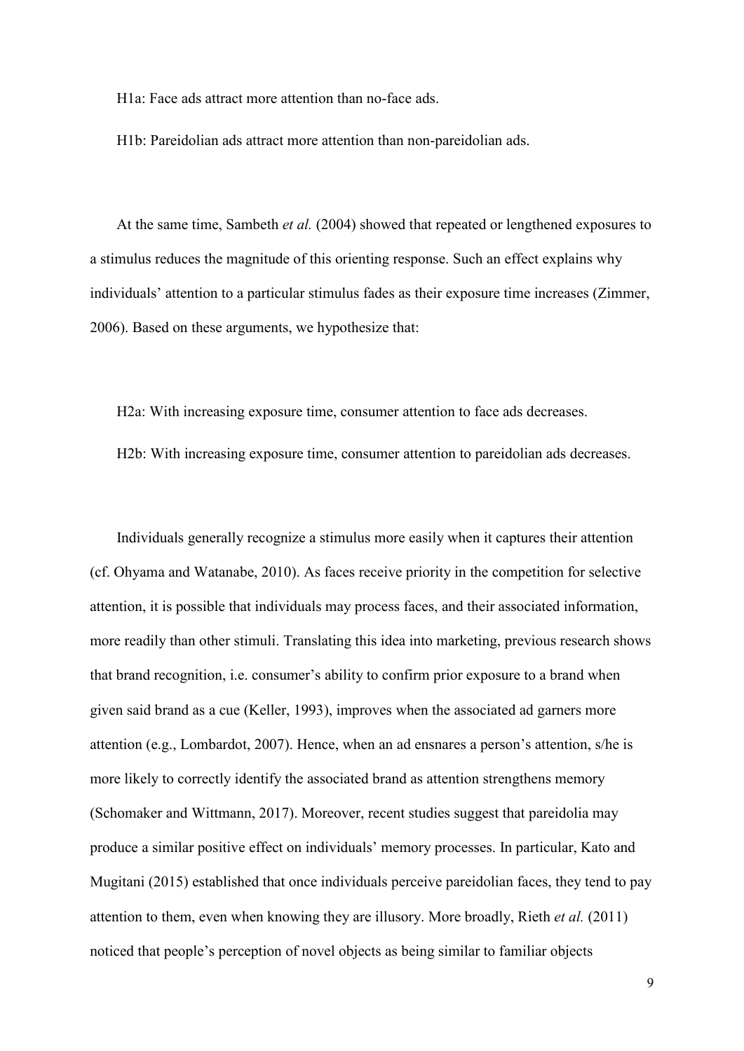H1a: Face ads attract more attention than no-face ads.

H1b: Pareidolian ads attract more attention than non-pareidolian ads.

At the same time, Sambeth *et al.* (2004) showed that repeated or lengthened exposures to a stimulus reduces the magnitude of this orienting response. Such an effect explains why individuals' attention to a particular stimulus fades as their exposure time increases (Zimmer, 2006). Based on these arguments, we hypothesize that:

H2a: With increasing exposure time, consumer attention to face ads decreases.

H2b: With increasing exposure time, consumer attention to pareidolian ads decreases.

Individuals generally recognize a stimulus more easily when it captures their attention (cf. Ohyama and Watanabe, 2010). As faces receive priority in the competition for selective attention, it is possible that individuals may process faces, and their associated information, more readily than other stimuli. Translating this idea into marketing, previous research shows that brand recognition, i.e. consumer's ability to confirm prior exposure to a brand when given said brand as a cue (Keller, 1993), improves when the associated ad garners more attention (e.g., Lombardot, 2007). Hence, when an ad ensnares a person's attention, s/he is more likely to correctly identify the associated brand as attention strengthens memory (Schomaker and Wittmann, 2017). Moreover, recent studies suggest that pareidolia may produce a similar positive effect on individuals' memory processes. In particular, Kato and Mugitani (2015) established that once individuals perceive pareidolian faces, they tend to pay attention to them, even when knowing they are illusory. More broadly, Rieth *et al.* (2011) noticed that people's perception of novel objects as being similar to familiar objects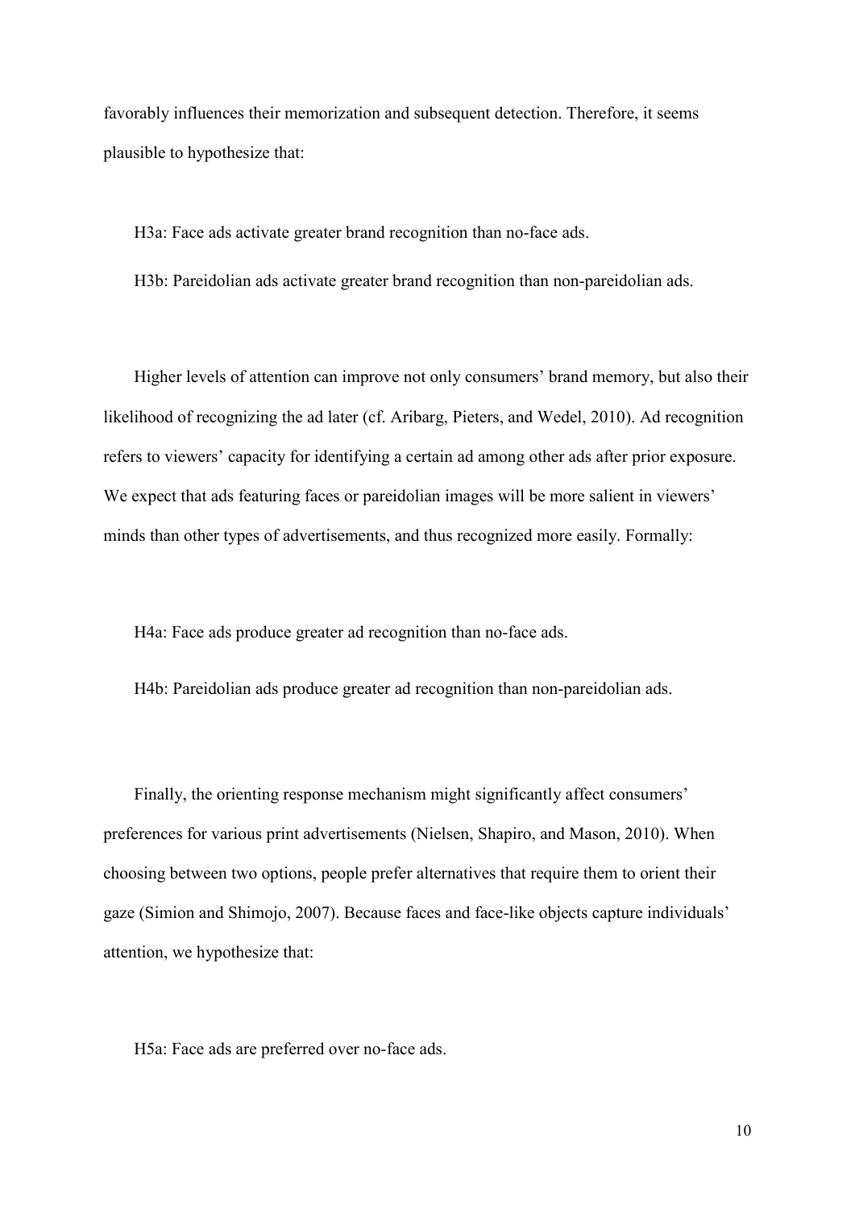favorably influences their memorization and subsequent detection. Therefore, it seems plausible to hypothesize that:

H3a: Face ads activate greater brand recognition than no-face ads.

H3b: Pareidolian ads activate greater brand recognition than non-pareidolian ads.

Higher levels of attention can improve not only consumers' brand memory, but also their likelihood of recognizing the ad later (cf. Aribarg, Pieters, and Wedel, 2010). Ad recognition refers to viewers' capacity for identifying a certain ad among other ads after prior exposure. We expect that ads featuring faces or pareidolian images will be more salient in viewers' minds than other types of advertisements, and thus recognized more easily. Formally:

H4a: Face ads produce greater ad recognition than no-face ads.

H4b: Pareidolian ads produce greater ad recognition than non-pareidolian ads.

Finally, the orienting response mechanism might significantly affect consumers' preferences for various print advertisements (Nielsen, Shapiro, and Mason, 2010). When choosing between two options, people prefer alternatives that require them to orient their gaze (Simion and Shimojo, 2007). Because faces and face-like objects capture individuals' attention, we hypothesize that:

H5a: Face ads are preferred over no-face ads.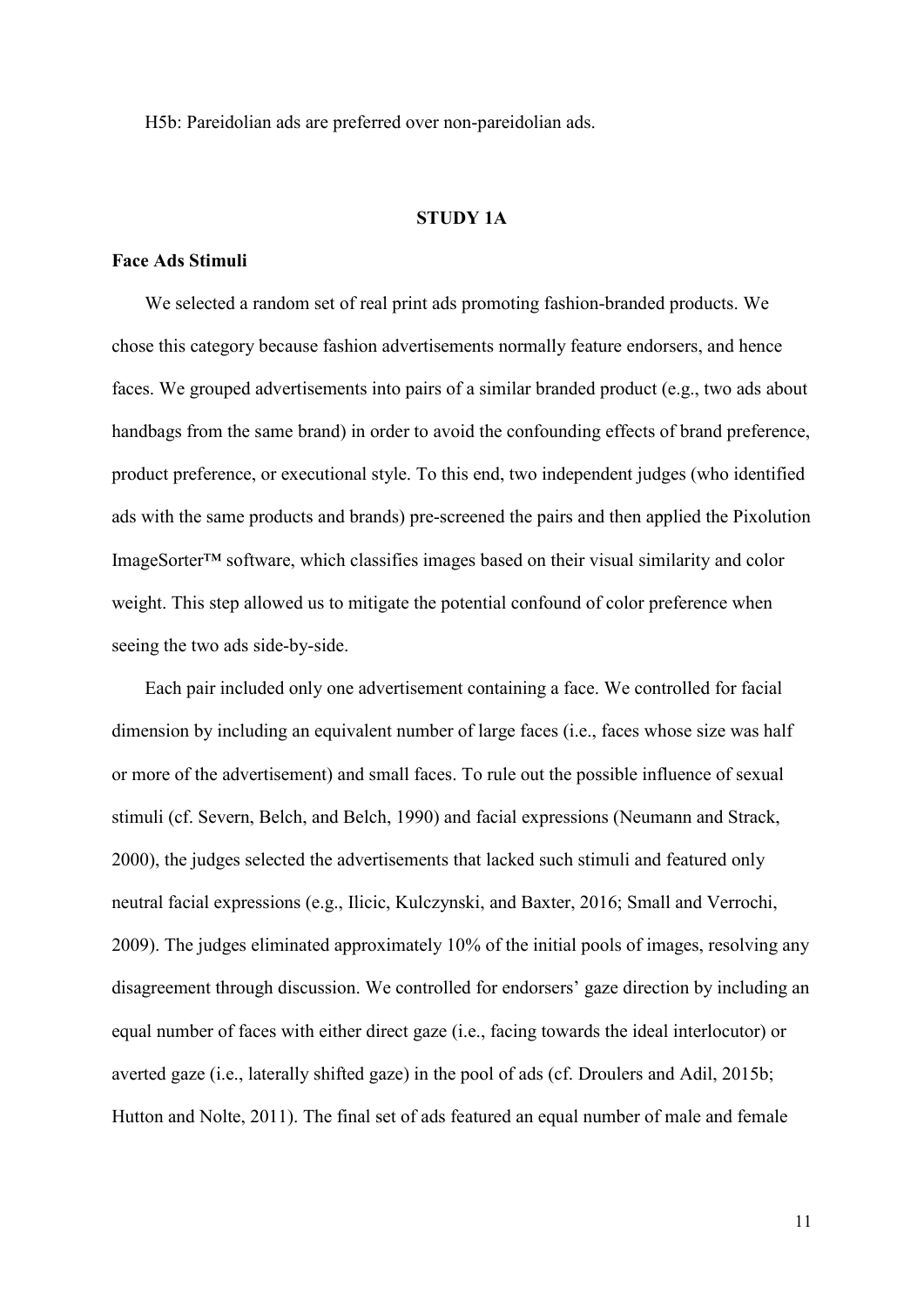H5b: Pareidolian ads are preferred over non-pareidolian ads.

## STUDY 1A

### Face Ads Stimuli

We selected a random set of real print ads promoting fashion-branded products. We chose this category because fashion advertisements normally feature endorsers, and hence faces. We grouped advertisements into pairs of a similar branded product (e.g., two ads about handbags from the same brand) in order to avoid the confounding effects of brand preference, product preference, or executional style. To this end, two independent judges (who identified ads with the same products and brands) pre-screened the pairs and then applied the Pixolution ImageSorter™ software, which classifies images based on their visual similarity and color weight. This step allowed us to mitigate the potential confound of color preference when seeing the two ads side-by-side.

Each pair included only one advertisement containing a face. We controlled for facial dimension by including an equivalent number of large faces (i.e., faces whose size was half or more of the advertisement) and small faces. To rule out the possible influence of sexual stimuli (cf. Severn, Belch, and Belch, 1990) and facial expressions (Neumann and Strack, 2000), the judges selected the advertisements that lacked such stimuli and featured only neutral facial expressions (e.g., Ilicic, Kulczynski, and Baxter, 2016; Small and Verrochi, 2009). The judges eliminated approximately 10% of the initial pools of images, resolving any disagreement through discussion. We controlled for endorsers' gaze direction by including an equal number of faces with either direct gaze (i.e., facing towards the ideal interlocutor) or averted gaze (i.e., laterally shifted gaze) in the pool of ads (cf. Droulers and Adil, 2015b; Hutton and Nolte, 2011). The final set of ads featured an equal number of male and female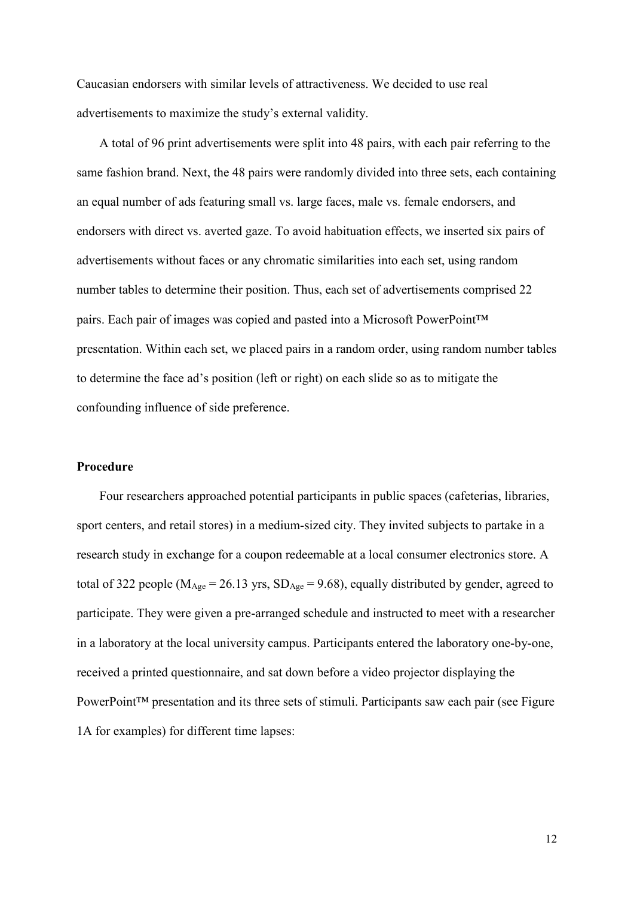Caucasian endorsers with similar levels of attractiveness. We decided to use real advertisements to maximize the study's external validity.

A total of 96 print advertisements were split into 48 pairs, with each pair referring to the same fashion brand. Next, the 48 pairs were randomly divided into three sets, each containing an equal number of ads featuring small vs. large faces, male vs. female endorsers, and endorsers with direct vs. averted gaze. To avoid habituation effects, we inserted six pairs of advertisements without faces or any chromatic similarities into each set, using random number tables to determine their position. Thus, each set of advertisements comprised 22 pairs. Each pair of images was copied and pasted into a Microsoft PowerPoint™ presentation. Within each set, we placed pairs in a random order, using random number tables to determine the face ad's position (left or right) on each slide so as to mitigate the confounding influence of side preference.

**Procedure**

Four researchers approached potential participants in public spaces (cafeterias, libraries, sport centers, and retail stores) in a medium-sized city. They invited subjects to partake in a research study in exchange for a coupon redeemable at a local consumer electronics store. A total of 322 people ($M_{Age} = 26.13$ yrs, $SD_{Age} = 9.68$), equally distributed by gender, agreed to participate. They were given a pre-arranged schedule and instructed to meet with a researcher in a laboratory at the local university campus. Participants entered the laboratory one-by-one, received a printed questionnaire, and sat down before a video projector displaying the PowerPoint™ presentation and its three sets of stimuli. Participants saw each pair (see Figure 1A for examples) for different time lapses: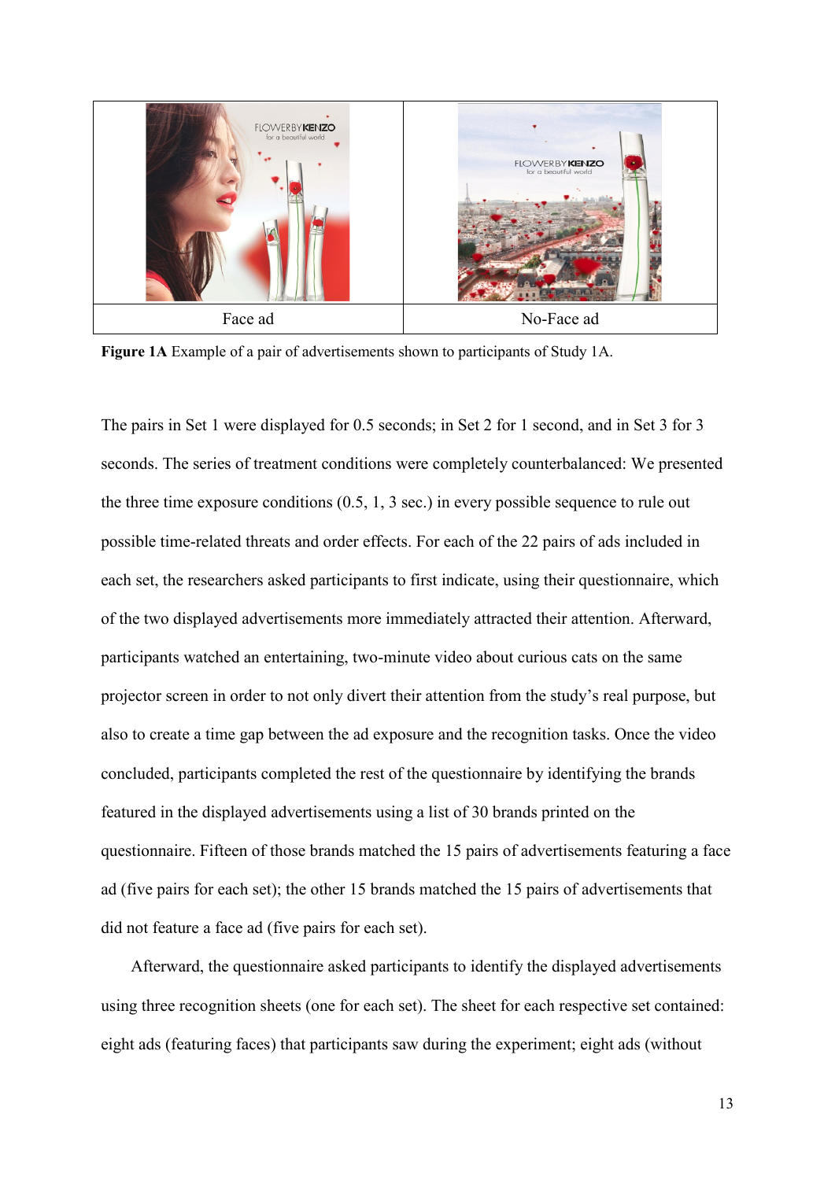| Face ad | No-Face ad |
| --- | --- |

**Figure 1A** Example of a pair of advertisements shown to participants of Study 1A.

The pairs in Set 1 were displayed for 0.5 seconds; in Set 2 for 1 second, and in Set 3 for 3 seconds. The series of treatment conditions were completely counterbalanced: We presented the three time exposure conditions (0.5, 1, 3 sec.) in every possible sequence to rule out possible time-related threats and order effects. For each of the 22 pairs of ads included in each set, the researchers asked participants to first indicate, using their questionnaire, which of the two displayed advertisements more immediately attracted their attention. Afterward, participants watched an entertaining, two-minute video about curious cats on the same projector screen in order to not only divert their attention from the study's real purpose, but also to create a time gap between the ad exposure and the recognition tasks. Once the video concluded, participants completed the rest of the questionnaire by identifying the brands featured in the displayed advertisements using a list of 30 brands printed on the questionnaire. Fifteen of those brands matched the 15 pairs of advertisements featuring a face ad (five pairs for each set); the other 15 brands matched the 15 pairs of advertisements that did not feature a face ad (five pairs for each set).

Afterward, the questionnaire asked participants to identify the displayed advertisements using three recognition sheets (one for each set). The sheet for each respective set contained: eight ads (featuring faces) that participants saw during the experiment; eight ads (without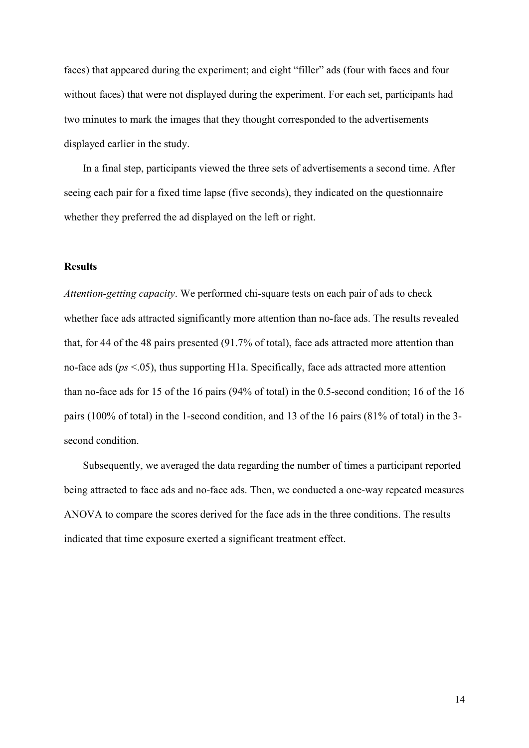faces) that appeared during the experiment; and eight "filler" ads (four with faces and four without faces) that were not displayed during the experiment. For each set, participants had two minutes to mark the images that they thought corresponded to the advertisements displayed earlier in the study.

In a final step, participants viewed the three sets of advertisements a second time. After seeing each pair for a fixed time lapse (five seconds), they indicated on the questionnaire whether they preferred the ad displayed on the left or right.

**Results**

*Attention-getting capacity*. We performed chi-square tests on each pair of ads to check whether face ads attracted significantly more attention than no-face ads. The results revealed that, for 44 of the 48 pairs presented (91.7% of total), face ads attracted more attention than no-face ads ($ps < .05$), thus supporting H1a. Specifically, face ads attracted more attention than no-face ads for 15 of the 16 pairs (94% of total) in the 0.5-second condition; 16 of the 16 pairs (100% of total) in the 1-second condition, and 13 of the 16 pairs (81% of total) in the 3-second condition.

Subsequently, we averaged the data regarding the number of times a participant reported being attracted to face ads and no-face ads. Then, we conducted a one-way repeated measures ANOVA to compare the scores derived for the face ads in the three conditions. The results indicated that time exposure exerted a significant treatment effect.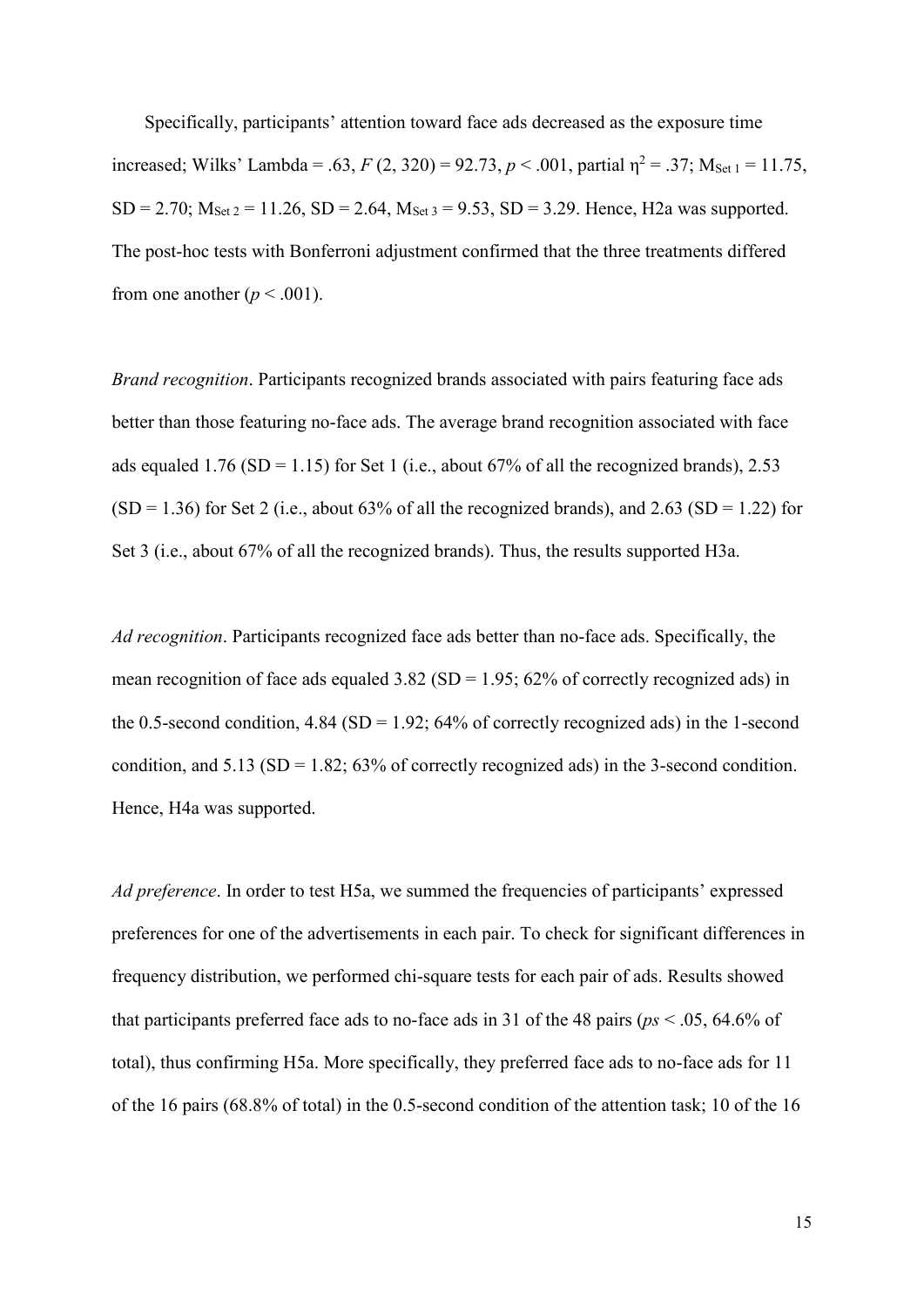Specifically, participants' attention toward face ads decreased as the exposure time increased; Wilks' Lambda = .63, $F$ (2, 320) = 92.73, $p$ < .001, partial $\eta^2$ = .37; $M_{Set\ 1}$ = 11.75, SD = 2.70; $M_{Set\ 2}$ = 11.26, SD = 2.64, $M_{Set\ 3}$ = 9.53, SD = 3.29. Hence, H2a was supported. The post-hoc tests with Bonferroni adjustment confirmed that the three treatments differed from one another ($p$ < .001).

*Brand recognition*. Participants recognized brands associated with pairs featuring face ads better than those featuring no-face ads. The average brand recognition associated with face ads equaled 1.76 (SD = 1.15) for Set 1 (i.e., about 67% of all the recognized brands), 2.53 (SD = 1.36) for Set 2 (i.e., about 63% of all the recognized brands), and 2.63 (SD = 1.22) for Set 3 (i.e., about 67% of all the recognized brands). Thus, the results supported H3a.

*Ad recognition*. Participants recognized face ads better than no-face ads. Specifically, the mean recognition of face ads equaled 3.82 (SD = 1.95; 62% of correctly recognized ads) in the 0.5-second condition, 4.84 (SD = 1.92; 64% of correctly recognized ads) in the 1-second condition, and 5.13 (SD = 1.82; 63% of correctly recognized ads) in the 3-second condition. Hence, H4a was supported.

*Ad preference*. In order to test H5a, we summed the frequencies of participants' expressed preferences for one of the advertisements in each pair. To check for significant differences in frequency distribution, we performed chi-square tests for each pair of ads. Results showed that participants preferred face ads to no-face ads in 31 of the 48 pairs ($ps$ < .05, 64.6% of total), thus confirming H5a. More specifically, they preferred face ads to no-face ads for 11 of the 16 pairs (68.8% of total) in the 0.5-second condition of the attention task; 10 of the 16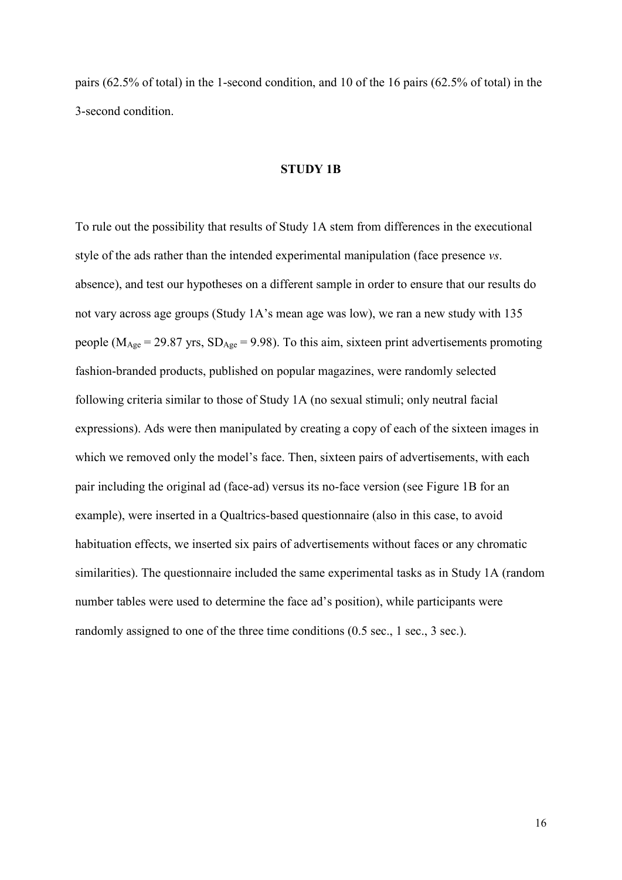pairs (62.5% of total) in the 1-second condition, and 10 of the 16 pairs (62.5% of total) in the 3-second condition.

## STUDY 1B

To rule out the possibility that results of Study 1A stem from differences in the executional style of the ads rather than the intended experimental manipulation (face presence *vs*. absence), and test our hypotheses on a different sample in order to ensure that our results do not vary across age groups (Study 1A's mean age was low), we ran a new study with 135 people ($M_{Age}$ = 29.87 yrs, $SD_{Age}$ = 9.98). To this aim, sixteen print advertisements promoting fashion-branded products, published on popular magazines, were randomly selected following criteria similar to those of Study 1A (no sexual stimuli; only neutral facial expressions). Ads were then manipulated by creating a copy of each of the sixteen images in which we removed only the model's face. Then, sixteen pairs of advertisements, with each pair including the original ad (face-ad) versus its no-face version (see Figure 1B for an example), were inserted in a Qualtrics-based questionnaire (also in this case, to avoid habituation effects, we inserted six pairs of advertisements without faces or any chromatic similarities). The questionnaire included the same experimental tasks as in Study 1A (random number tables were used to determine the face ad's position), while participants were randomly assigned to one of the three time conditions (0.5 sec., 1 sec., 3 sec.).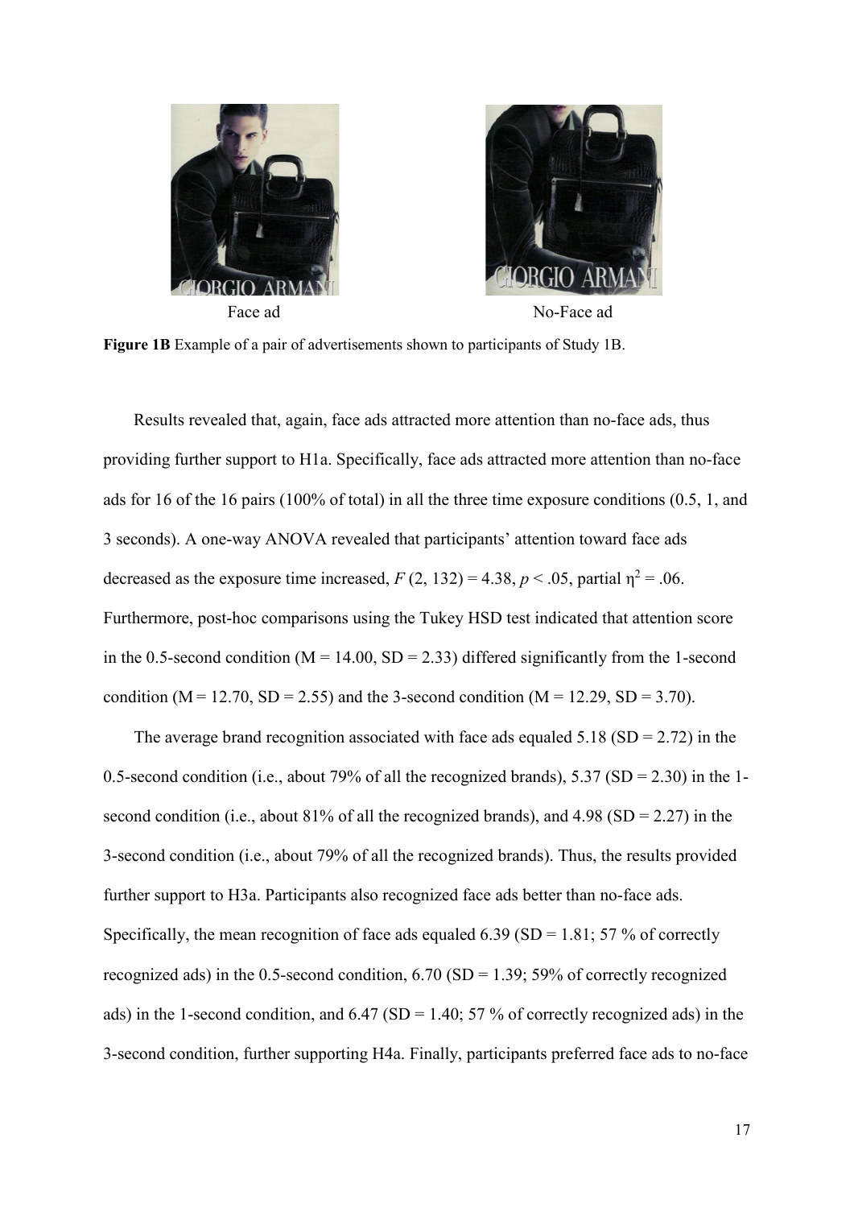Face ad

No-Face ad

**Figure 1B** Example of a pair of advertisements shown to participants of Study 1B.

Results revealed that, again, face ads attracted more attention than no-face ads, thus providing further support to H1a. Specifically, face ads attracted more attention than no-face ads for 16 of the 16 pairs (100% of total) in all the three time exposure conditions (0.5, 1, and 3 seconds). A one-way ANOVA revealed that participants' attention toward face ads decreased as the exposure time increased, $F(2, 132) = 4.38$, $p < .05$, partial $\eta^2 = .06$. Furthermore, post-hoc comparisons using the Tukey HSD test indicated that attention score in the 0.5-second condition (M = 14.00, SD = 2.33) differed significantly from the 1-second condition (M = 12.70, SD = 2.55) and the 3-second condition (M = 12.29, SD = 3.70).

The average brand recognition associated with face ads equaled 5.18 (SD = 2.72) in the 0.5-second condition (i.e., about 79% of all the recognized brands), 5.37 (SD = 2.30) in the 1-second condition (i.e., about 81% of all the recognized brands), and 4.98 (SD = 2.27) in the 3-second condition (i.e., about 79% of all the recognized brands). Thus, the results provided further support to H3a. Participants also recognized face ads better than no-face ads. Specifically, the mean recognition of face ads equaled 6.39 (SD = 1.81; 57 % of correctly recognized ads) in the 0.5-second condition, 6.70 (SD = 1.39; 59% of correctly recognized ads) in the 1-second condition, and 6.47 (SD = 1.40; 57 % of correctly recognized ads) in the 3-second condition, further supporting H4a. Finally, participants preferred face ads to no-face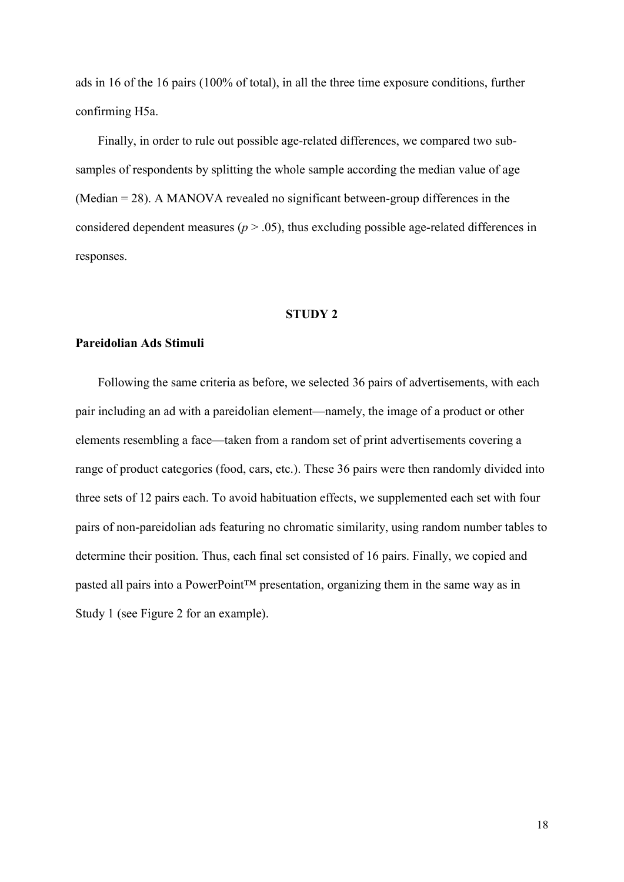ads in 16 of the 16 pairs (100% of total), in all the three time exposure conditions, further confirming H5a.

Finally, in order to rule out possible age-related differences, we compared two sub-samples of respondents by splitting the whole sample according the median value of age (Median = 28). A MANOVA revealed no significant between-group differences in the considered dependent measures ($p > .05$), thus excluding possible age-related differences in responses.

## STUDY 2

### Pareidolian Ads Stimuli

Following the same criteria as before, we selected 36 pairs of advertisements, with each pair including an ad with a pareidolian element—namely, the image of a product or other elements resembling a face—taken from a random set of print advertisements covering a range of product categories (food, cars, etc.). These 36 pairs were then randomly divided into three sets of 12 pairs each. To avoid habituation effects, we supplemented each set with four pairs of non-pareidolian ads featuring no chromatic similarity, using random number tables to determine their position. Thus, each final set consisted of 16 pairs. Finally, we copied and pasted all pairs into a PowerPoint™ presentation, organizing them in the same way as in Study 1 (see Figure 2 for an example).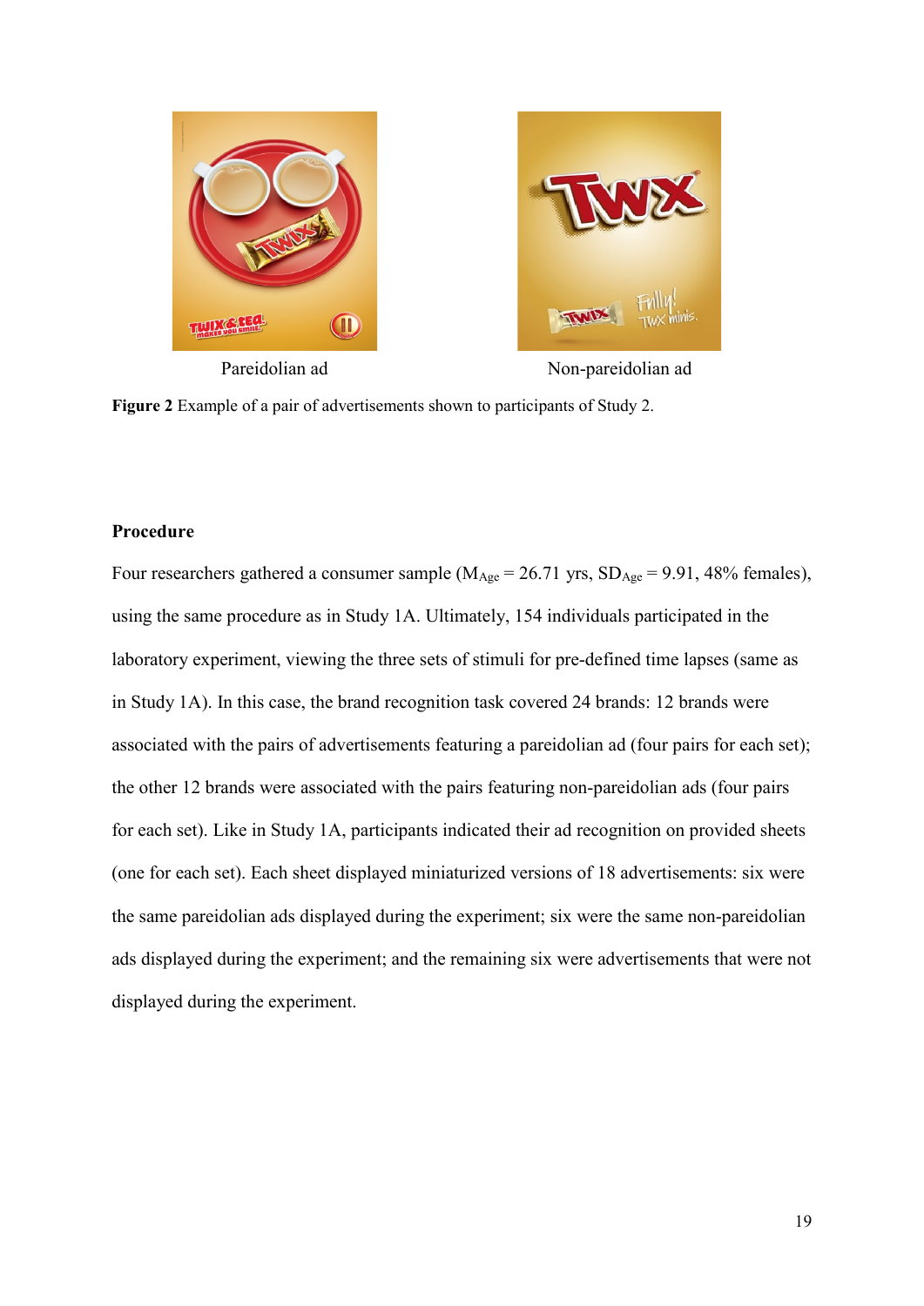Pareidolian ad

Non-pareidolian ad

**Figure 2** Example of a pair of advertisements shown to participants of Study 2.

**Procedure**

Four researchers gathered a consumer sample ($M_{Age}$ = 26.71 yrs, $SD_{Age}$ = 9.91, 48% females), using the same procedure as in Study 1A. Ultimately, 154 individuals participated in the laboratory experiment, viewing the three sets of stimuli for pre-defined time lapses (same as in Study 1A). In this case, the brand recognition task covered 24 brands: 12 brands were associated with the pairs of advertisements featuring a pareidolian ad (four pairs for each set); the other 12 brands were associated with the pairs featuring non-pareidolian ads (four pairs for each set). Like in Study 1A, participants indicated their ad recognition on provided sheets (one for each set). Each sheet displayed miniaturized versions of 18 advertisements: six were the same pareidolian ads displayed during the experiment; six were the same non-pareidolian ads displayed during the experiment; and the remaining six were advertisements that were not displayed during the experiment.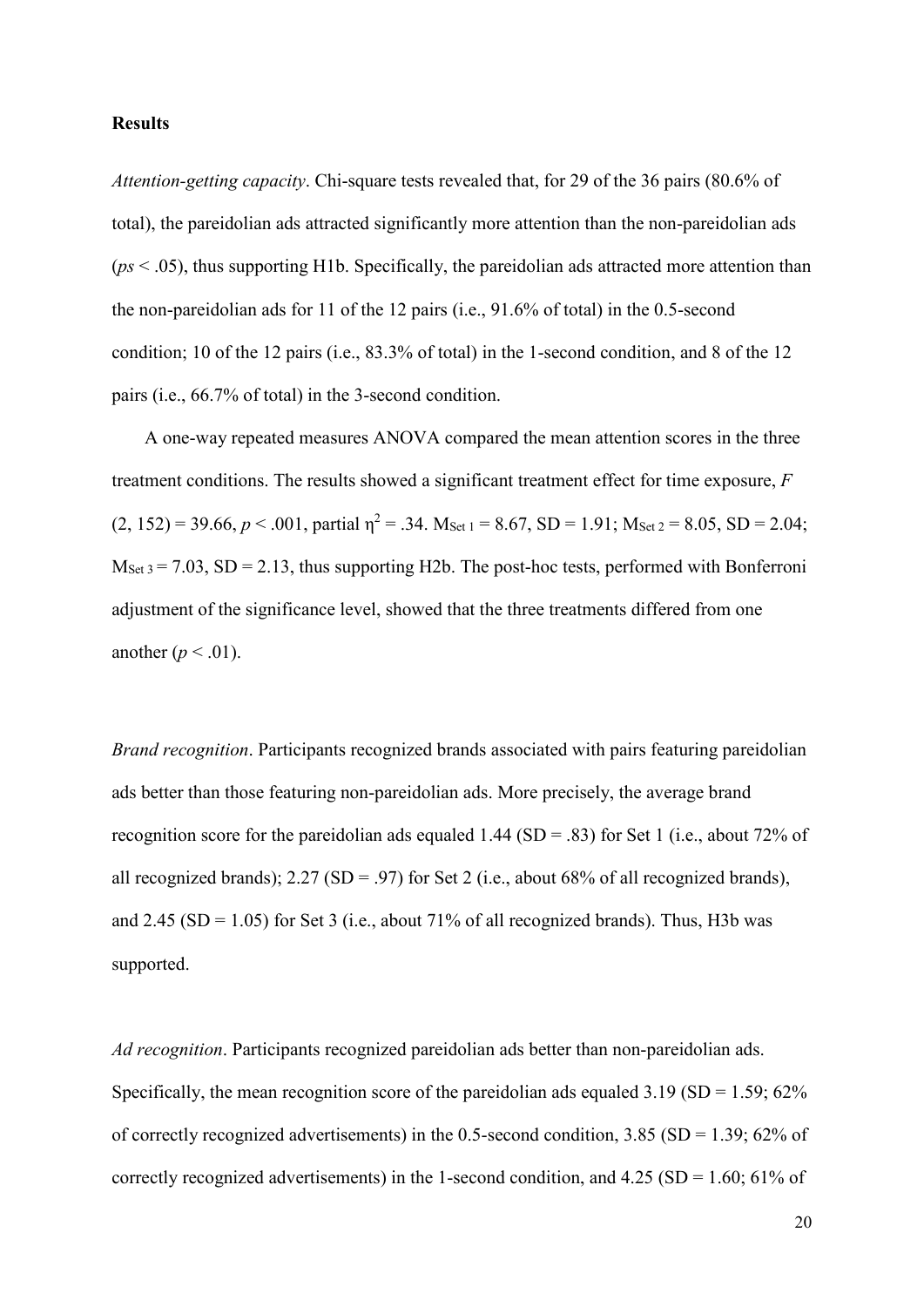**Results**

*Attention-getting capacity*. Chi-square tests revealed that, for 29 of the 36 pairs (80.6% of total), the pareidolian ads attracted significantly more attention than the non-pareidolian ads (*ps* < .05), thus supporting H1b. Specifically, the pareidolian ads attracted more attention than the non-pareidolian ads for 11 of the 12 pairs (i.e., 91.6% of total) in the 0.5-second condition; 10 of the 12 pairs (i.e., 83.3% of total) in the 1-second condition, and 8 of the 12 pairs (i.e., 66.7% of total) in the 3-second condition.

A one-way repeated measures ANOVA compared the mean attention scores in the three treatment conditions. The results showed a significant treatment effect for time exposure, $F$ (2, 152) = 39.66, $p < .001$, partial $\eta^2 = .34$. $M_{Set\ 1} = 8.67$, SD = 1.91; $M_{Set\ 2} = 8.05$, SD = 2.04; $M_{Set\ 3} = 7.03$, SD = 2.13, thus supporting H2b. The post-hoc tests, performed with Bonferroni adjustment of the significance level, showed that the three treatments differed from one another ($p < .01$).

*Brand recognition*. Participants recognized brands associated with pairs featuring pareidolian ads better than those featuring non-pareidolian ads. More precisely, the average brand recognition score for the pareidolian ads equaled 1.44 (SD = .83) for Set 1 (i.e., about 72% of all recognized brands); 2.27 (SD = .97) for Set 2 (i.e., about 68% of all recognized brands), and 2.45 (SD = 1.05) for Set 3 (i.e., about 71% of all recognized brands). Thus, H3b was supported.

*Ad recognition*. Participants recognized pareidolian ads better than non-pareidolian ads. Specifically, the mean recognition score of the pareidolian ads equaled 3.19 (SD = 1.59; 62% of correctly recognized advertisements) in the 0.5-second condition, 3.85 (SD = 1.39; 62% of correctly recognized advertisements) in the 1-second condition, and 4.25 (SD = 1.60; 61% of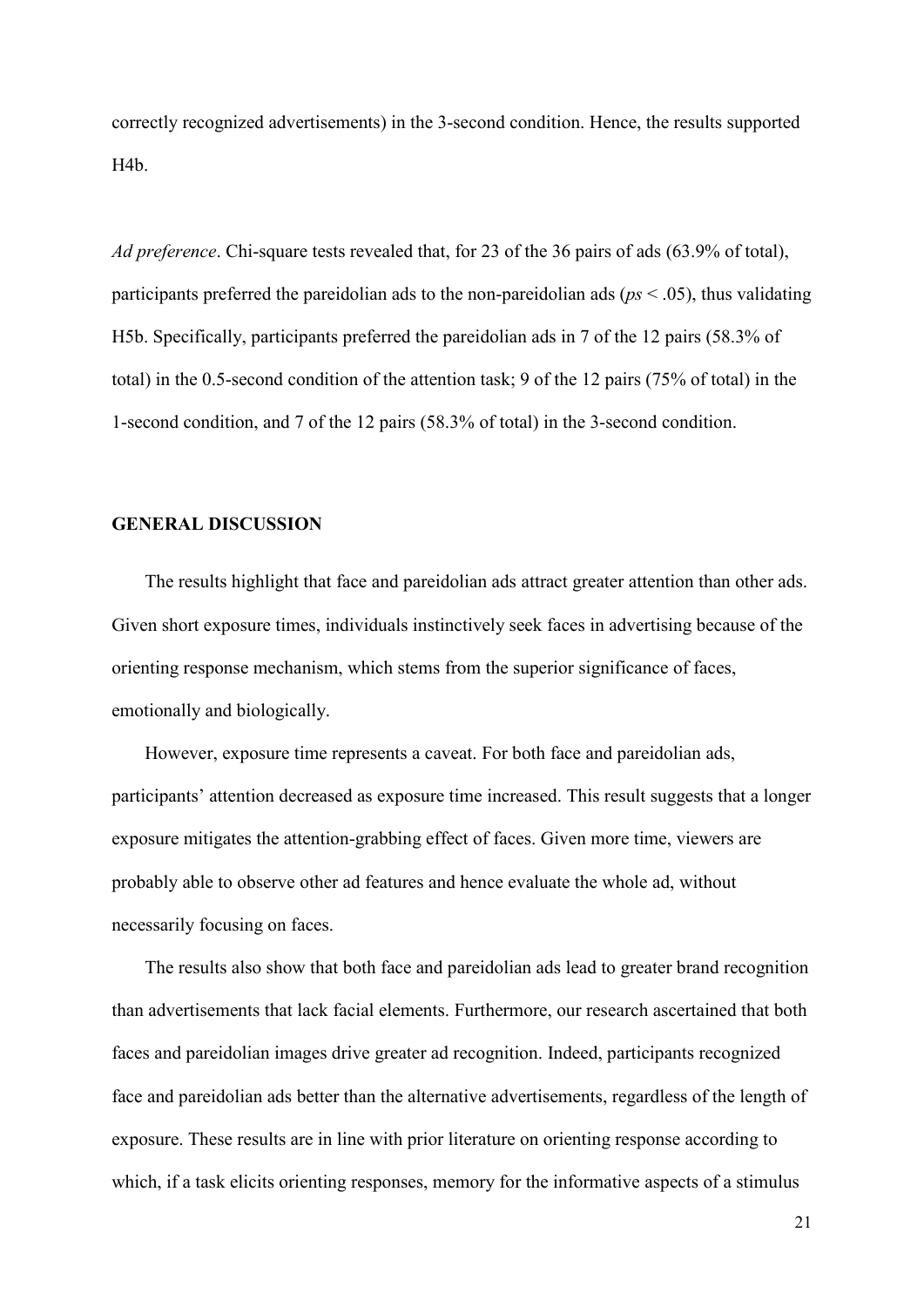correctly recognized advertisements) in the 3-second condition. Hence, the results supported H4b.

*Ad preference*. Chi-square tests revealed that, for 23 of the 36 pairs of ads (63.9% of total), participants preferred the pareidolian ads to the non-pareidolian ads (*ps* < .05), thus validating H5b. Specifically, participants preferred the pareidolian ads in 7 of the 12 pairs (58.3% of total) in the 0.5-second condition of the attention task; 9 of the 12 pairs (75% of total) in the 1-second condition, and 7 of the 12 pairs (58.3% of total) in the 3-second condition.

## GENERAL DISCUSSION

The results highlight that face and pareidolian ads attract greater attention than other ads. Given short exposure times, individuals instinctively seek faces in advertising because of the orienting response mechanism, which stems from the superior significance of faces, emotionally and biologically.

However, exposure time represents a caveat. For both face and pareidolian ads, participants' attention decreased as exposure time increased. This result suggests that a longer exposure mitigates the attention-grabbing effect of faces. Given more time, viewers are probably able to observe other ad features and hence evaluate the whole ad, without necessarily focusing on faces.

The results also show that both face and pareidolian ads lead to greater brand recognition than advertisements that lack facial elements. Furthermore, our research ascertained that both faces and pareidolian images drive greater ad recognition. Indeed, participants recognized face and pareidolian ads better than the alternative advertisements, regardless of the length of exposure. These results are in line with prior literature on orienting response according to which, if a task elicits orienting responses, memory for the informative aspects of a stimulus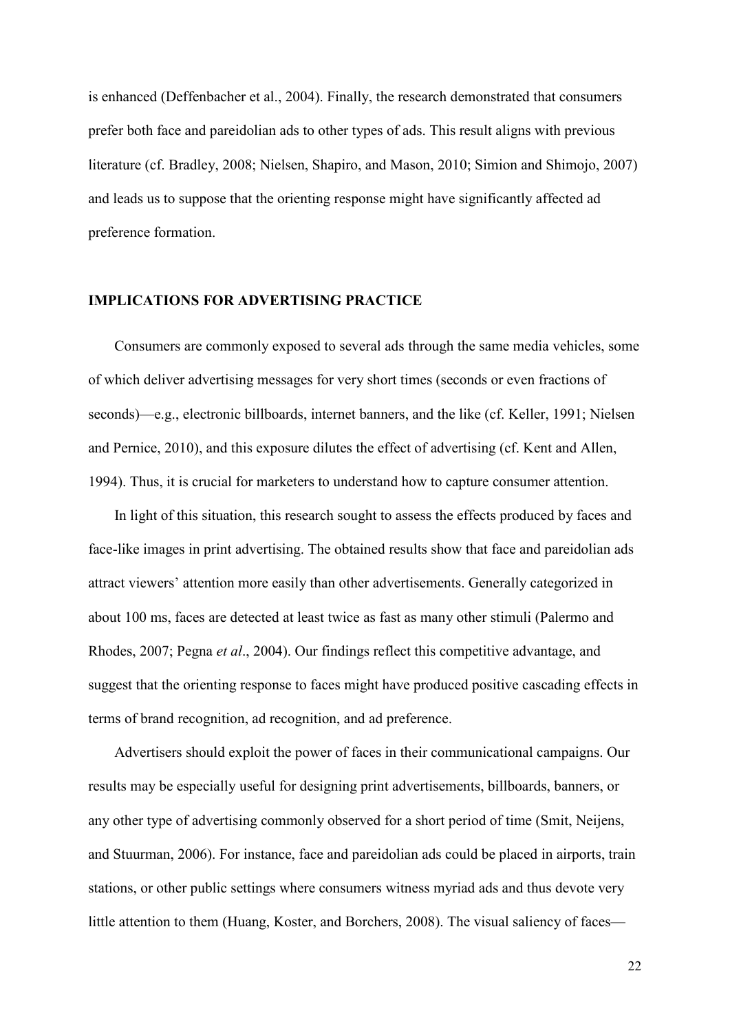is enhanced (Deffenbacher et al., 2004). Finally, the research demonstrated that consumers prefer both face and pareidolian ads to other types of ads. This result aligns with previous literature (cf. Bradley, 2008; Nielsen, Shapiro, and Mason, 2010; Simion and Shimojo, 2007) and leads us to suppose that the orienting response might have significantly affected ad preference formation.

## IMPLICATIONS FOR ADVERTISING PRACTICE

Consumers are commonly exposed to several ads through the same media vehicles, some of which deliver advertising messages for very short times (seconds or even fractions of seconds)—e.g., electronic billboards, internet banners, and the like (cf. Keller, 1991; Nielsen and Pernice, 2010), and this exposure dilutes the effect of advertising (cf. Kent and Allen, 1994). Thus, it is crucial for marketers to understand how to capture consumer attention.

In light of this situation, this research sought to assess the effects produced by faces and face-like images in print advertising. The obtained results show that face and pareidolian ads attract viewers' attention more easily than other advertisements. Generally categorized in about 100 ms, faces are detected at least twice as fast as many other stimuli (Palermo and Rhodes, 2007; Pegna *et al*., 2004). Our findings reflect this competitive advantage, and suggest that the orienting response to faces might have produced positive cascading effects in terms of brand recognition, ad recognition, and ad preference.

Advertisers should exploit the power of faces in their communicational campaigns. Our results may be especially useful for designing print advertisements, billboards, banners, or any other type of advertising commonly observed for a short period of time (Smit, Neijens, and Stuurman, 2006). For instance, face and pareidolian ads could be placed in airports, train stations, or other public settings where consumers witness myriad ads and thus devote very little attention to them (Huang, Koster, and Borchers, 2008). The visual saliency of faces—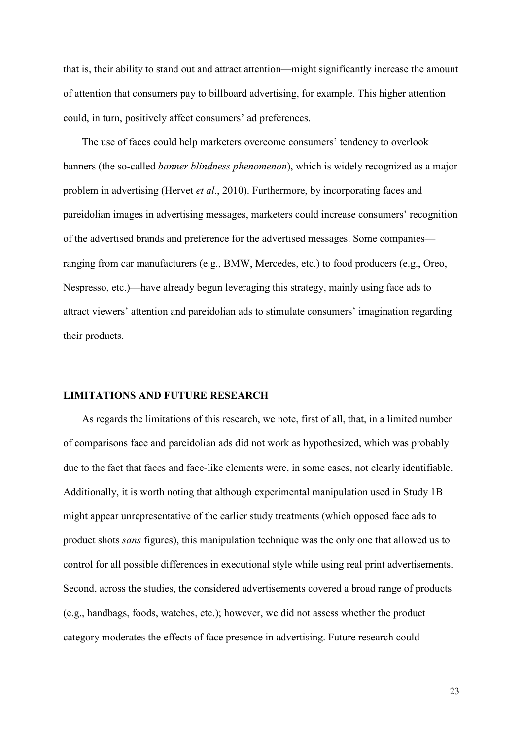that is, their ability to stand out and attract attention—might significantly increase the amount of attention that consumers pay to billboard advertising, for example. This higher attention could, in turn, positively affect consumers' ad preferences.

The use of faces could help marketers overcome consumers' tendency to overlook banners (the so-called *banner blindness phenomenon*), which is widely recognized as a major problem in advertising (Hervet *et al*., 2010). Furthermore, by incorporating faces and pareidolian images in advertising messages, marketers could increase consumers' recognition of the advertised brands and preference for the advertised messages. Some companies—ranging from car manufacturers (e.g., BMW, Mercedes, etc.) to food producers (e.g., Oreo, Nespresso, etc.)—have already begun leveraging this strategy, mainly using face ads to attract viewers' attention and pareidolian ads to stimulate consumers' imagination regarding their products.

## LIMITATIONS AND FUTURE RESEARCH

As regards the limitations of this research, we note, first of all, that, in a limited number of comparisons face and pareidolian ads did not work as hypothesized, which was probably due to the fact that faces and face-like elements were, in some cases, not clearly identifiable. Additionally, it is worth noting that although experimental manipulation used in Study 1B might appear unrepresentative of the earlier study treatments (which opposed face ads to product shots *sans* figures), this manipulation technique was the only one that allowed us to control for all possible differences in executional style while using real print advertisements. Second, across the studies, the considered advertisements covered a broad range of products (e.g., handbags, foods, watches, etc.); however, we did not assess whether the product category moderates the effects of face presence in advertising. Future research could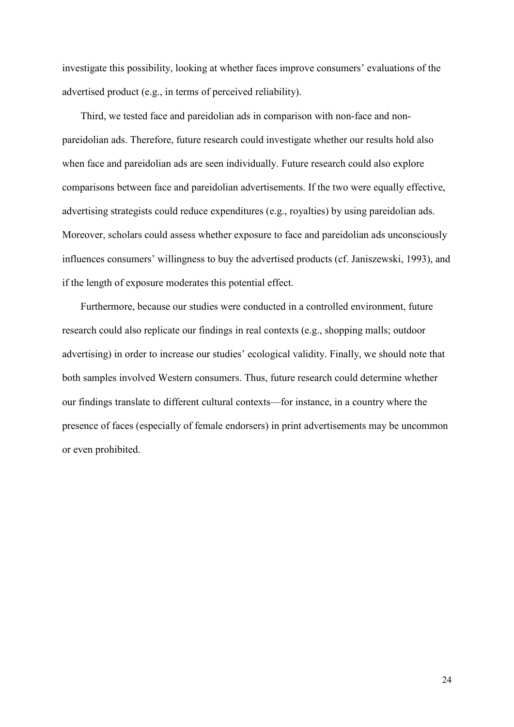investigate this possibility, looking at whether faces improve consumers' evaluations of the advertised product (e.g., in terms of perceived reliability).

Third, we tested face and pareidolian ads in comparison with non-face and non-pareidolian ads. Therefore, future research could investigate whether our results hold also when face and pareidolian ads are seen individually. Future research could also explore comparisons between face and pareidolian advertisements. If the two were equally effective, advertising strategists could reduce expenditures (e.g., royalties) by using pareidolian ads. Moreover, scholars could assess whether exposure to face and pareidolian ads unconsciously influences consumers' willingness to buy the advertised products (cf. Janiszewski, 1993), and if the length of exposure moderates this potential effect.

Furthermore, because our studies were conducted in a controlled environment, future research could also replicate our findings in real contexts (e.g., shopping malls; outdoor advertising) in order to increase our studies' ecological validity. Finally, we should note that both samples involved Western consumers. Thus, future research could determine whether our findings translate to different cultural contexts—for instance, in a country where the presence of faces (especially of female endorsers) in print advertisements may be uncommon or even prohibited.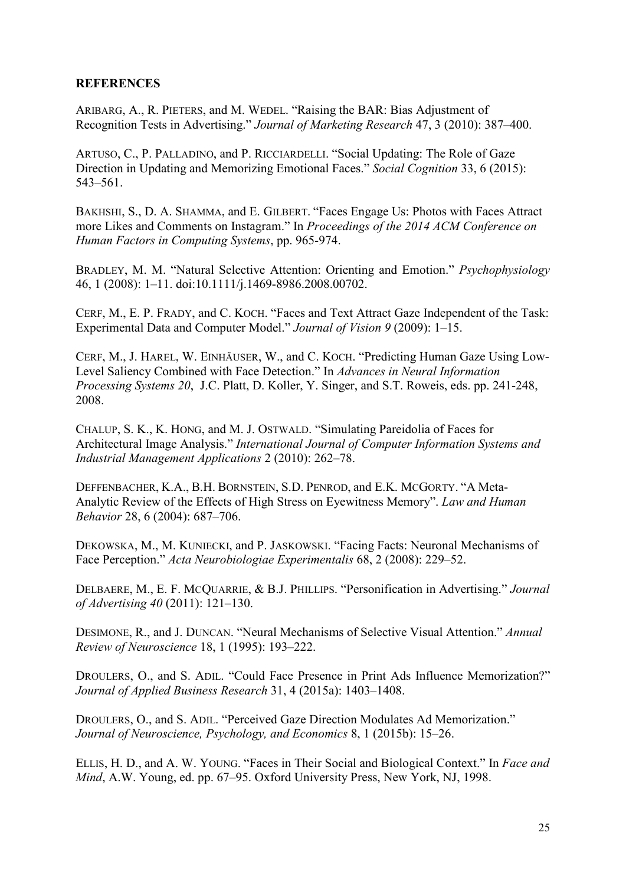**REFERENCES**

ARIBARG, A., R. PIETERS, and M. WEDEL. "Raising the BAR: Bias Adjustment of Recognition Tests in Advertising." *Journal of Marketing Research* 47, 3 (2010): 387–400.

ARTUSO, C., P. PALLADINO, and P. RICCIARDELLI. "Social Updating: The Role of Gaze Direction in Updating and Memorizing Emotional Faces." *Social Cognition* 33, 6 (2015): 543–561.

BAKHSHI, S., D. A. SHAMMA, and E. GILBERT. "Faces Engage Us: Photos with Faces Attract more Likes and Comments on Instagram." In *Proceedings of the 2014 ACM Conference on Human Factors in Computing Systems*, pp. 965-974.

BRADLEY, M. M. "Natural Selective Attention: Orienting and Emotion." *Psychophysiology* 46, 1 (2008): 1–11. doi:10.1111/j.1469-8986.2008.00702.

CERF, M., E. P. FRADY, and C. KOCH. "Faces and Text Attract Gaze Independent of the Task: Experimental Data and Computer Model." *Journal of Vision 9* (2009): 1–15.

CERF, M., J. HAREL, W. EINHÄUSER, W., and C. KOCH. "Predicting Human Gaze Using Low-Level Saliency Combined with Face Detection." In *Advances in Neural Information Processing Systems 20*, J.C. Platt, D. Koller, Y. Singer, and S.T. Roweis, eds. pp. 241-248, 2008.

CHALUP, S. K., K. HONG, and M. J. OSTWALD. "Simulating Pareidolia of Faces for Architectural Image Analysis." *International Journal of Computer Information Systems and Industrial Management Applications* 2 (2010): 262–78.

DEFFENBACHER, K.A., B.H. BORNSTEIN, S.D. PENROD, and E.K. MCGORTY. "A Meta-Analytic Review of the Effects of High Stress on Eyewitness Memory". *Law and Human Behavior* 28, 6 (2004): 687–706.

DEKOWSKA, M., M. KUNIECKI, and P. JASKOWSKI. "Facing Facts: Neuronal Mechanisms of Face Perception." *Acta Neurobiologiae Experimentalis* 68, 2 (2008): 229–52.

DELBAERE, M., E. F. MCQUARRIE, & B.J. PHILLIPS. "Personification in Advertising." *Journal of Advertising 40* (2011): 121–130.

DESIMONE, R., and J. DUNCAN. "Neural Mechanisms of Selective Visual Attention." *Annual Review of Neuroscience* 18, 1 (1995): 193–222.

DROULERS, O., and S. ADIL. "Could Face Presence in Print Ads Influence Memorization?" *Journal of Applied Business Research* 31, 4 (2015a): 1403–1408.

DROULERS, O., and S. ADIL. "Perceived Gaze Direction Modulates Ad Memorization." *Journal of Neuroscience, Psychology, and Economics* 8, 1 (2015b): 15–26.

ELLIS, H. D., and A. W. YOUNG. "Faces in Their Social and Biological Context." In *Face and Mind*, A.W. Young, ed. pp. 67–95. Oxford University Press, New York, NJ, 1998.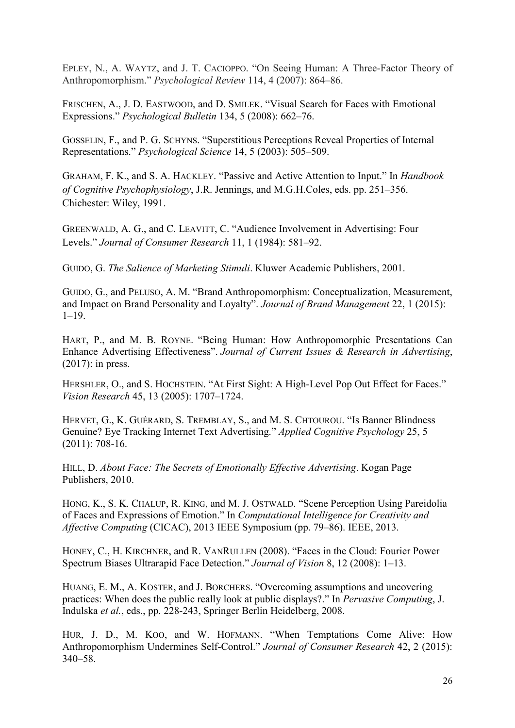EPLEY, N., A. WAYTZ, and J. T. CACIOPPO. "On Seeing Human: A Three-Factor Theory of Anthropomorphism." *Psychological Review* 114, 4 (2007): 864–86.

FRISCHEN, A., J. D. EASTWOOD, and D. SMILEK. "Visual Search for Faces with Emotional Expressions." *Psychological Bulletin* 134, 5 (2008): 662–76.

GOSSELIN, F., and P. G. SCHYNS. "Superstitious Perceptions Reveal Properties of Internal Representations." *Psychological Science* 14, 5 (2003): 505–509.

GRAHAM, F. K., and S. A. HACKLEY. "Passive and Active Attention to Input." In *Handbook of Cognitive Psychophysiology*, J.R. Jennings, and M.G.H.Coles, eds. pp. 251–356. Chichester: Wiley, 1991.

GREENWALD, A. G., and C. LEAVITT, C. "Audience Involvement in Advertising: Four Levels." *Journal of Consumer Research* 11, 1 (1984): 581–92.

GUIDO, G. *The Salience of Marketing Stimuli*. Kluwer Academic Publishers, 2001.

GUIDO, G., and PELUSO, A. M. "Brand Anthropomorphism: Conceptualization, Measurement, and Impact on Brand Personality and Loyalty". *Journal of Brand Management* 22, 1 (2015): 1–19.

HART, P., and M. B. ROYNE. "Being Human: How Anthropomorphic Presentations Can Enhance Advertising Effectiveness". *Journal of Current Issues & Research in Advertising*, (2017): in press.

HERSHLER, O., and S. HOCHSTEIN. "At First Sight: A High-Level Pop Out Effect for Faces." *Vision Research* 45, 13 (2005): 1707–1724.

HERVET, G., K. GUÉRARD, S. TREMBLAY, S., and M. S. CHTOUROU. "Is Banner Blindness Genuine? Eye Tracking Internet Text Advertising." *Applied Cognitive Psychology* 25, 5 (2011): 708-16.

HILL, D. *About Face: The Secrets of Emotionally Effective Advertising*. Kogan Page Publishers, 2010.

HONG, K., S. K. CHALUP, R. KING, and M. J. OSTWALD. "Scene Perception Using Pareidolia of Faces and Expressions of Emotion." In *Computational Intelligence for Creativity and Affective Computing* (CICAC), 2013 IEEE Symposium (pp. 79–86). IEEE, 2013.

HONEY, C., H. KIRCHNER, and R. VANRULLEN (2008). "Faces in the Cloud: Fourier Power Spectrum Biases Ultrarapid Face Detection." *Journal of Vision* 8, 12 (2008): 1–13.

HUANG, E. M., A. KOSTER, and J. BORCHERS. "Overcoming assumptions and uncovering practices: When does the public really look at public displays?." In *Pervasive Computing*, J. Indulska *et al.*, eds., pp. 228-243, Springer Berlin Heidelberg, 2008.

HUR, J. D., M. KOO, and W. HOFMANN. "When Temptations Come Alive: How Anthropomorphism Undermines Self-Control." *Journal of Consumer Research* 42, 2 (2015): 340–58.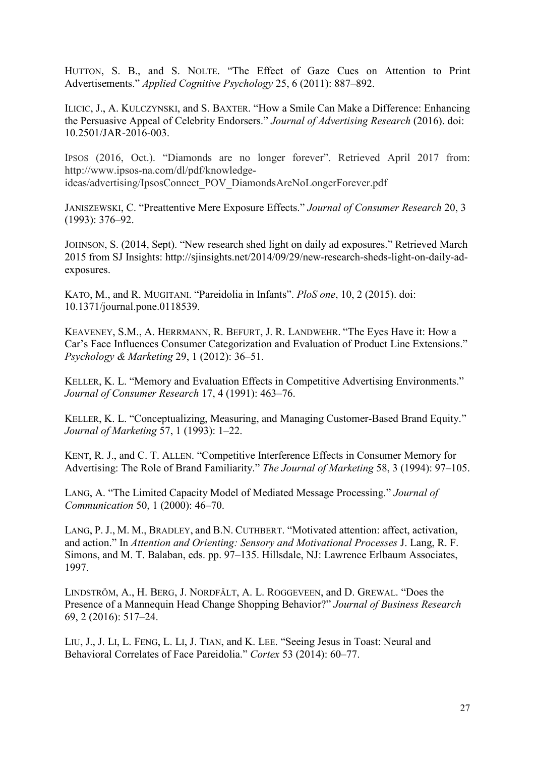HUTTON, S. B., and S. NOLTE. "The Effect of Gaze Cues on Attention to Print Advertisements." *Applied Cognitive Psychology* 25, 6 (2011): 887–892.

ILICIC, J., A. KULCZYNSKI, and S. BAXTER. "How a Smile Can Make a Difference: Enhancing the Persuasive Appeal of Celebrity Endorsers." *Journal of Advertising Research* (2016). doi: 10.2501/JAR-2016-003.

IPSOS (2016, Oct.). "Diamonds are no longer forever". Retrieved April 2017 from: http://www.ipsos-na.com/dl/pdf/knowledge-ideas/advertising/IpsosConnect_POV_DiamondsAreNoLongerForever.pdf

JANISZEWSKI, C. "Preattentive Mere Exposure Effects." *Journal of Consumer Research* 20, 3 (1993): 376–92.

JOHNSON, S. (2014, Sept). "New research shed light on daily ad exposures." Retrieved March 2015 from SJ Insights: http://sjinsights.net/2014/09/29/new-research-sheds-light-on-daily-ad-exposures.

KATO, M., and R. MUGITANI. "Pareidolia in Infants". *PloS one*, 10, 2 (2015). doi: 10.1371/journal.pone.0118539.

KEAVENEY, S.M., A. HERRMANN, R. BEFURT, J. R. LANDWEHR. "The Eyes Have it: How a Car's Face Influences Consumer Categorization and Evaluation of Product Line Extensions." *Psychology & Marketing* 29, 1 (2012): 36–51.

KELLER, K. L. "Memory and Evaluation Effects in Competitive Advertising Environments." *Journal of Consumer Research* 17, 4 (1991): 463–76.

KELLER, K. L. "Conceptualizing, Measuring, and Managing Customer-Based Brand Equity." *Journal of Marketing* 57, 1 (1993): 1–22.

KENT, R. J., and C. T. ALLEN. "Competitive Interference Effects in Consumer Memory for Advertising: The Role of Brand Familiarity." *The Journal of Marketing* 58, 3 (1994): 97–105.

LANG, A. "The Limited Capacity Model of Mediated Message Processing." *Journal of Communication* 50, 1 (2000): 46–70.

LANG, P. J., M. M., BRADLEY, and B.N. CUTHBERT. "Motivated attention: affect, activation, and action." In *Attention and Orienting: Sensory and Motivational Processes* J. Lang, R. F. Simons, and M. T. Balaban, eds. pp. 97–135. Hillsdale, NJ: Lawrence Erlbaum Associates, 1997.

LINDSTRÖM, A., H. BERG, J. NORDFÄLT, A. L. ROGGEVEEN, and D. GREWAL. "Does the Presence of a Mannequin Head Change Shopping Behavior?" *Journal of Business Research* 69, 2 (2016): 517–24.

LIU, J., J. LI, L. FENG, L. LI, J. TIAN, and K. LEE. "Seeing Jesus in Toast: Neural and Behavioral Correlates of Face Pareidolia." *Cortex* 53 (2014): 60–77.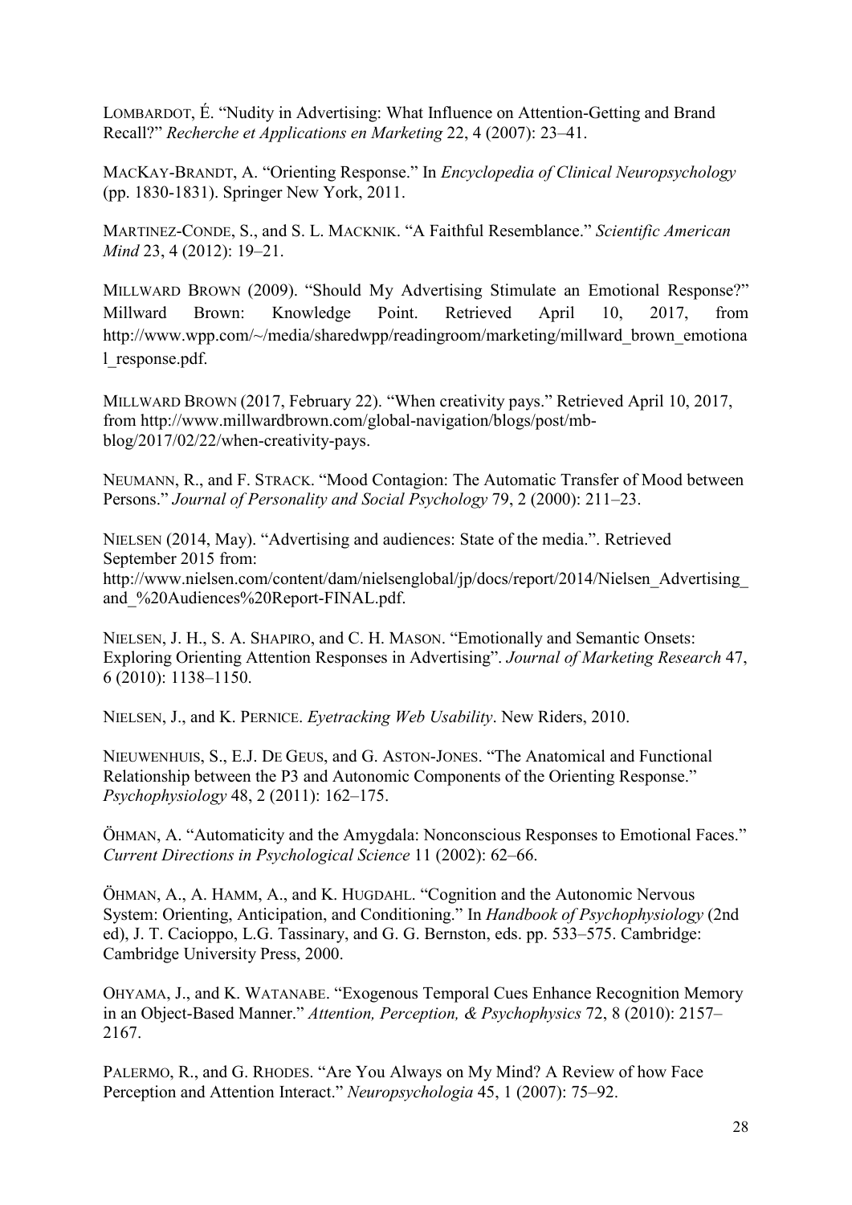LOMBARDOT, É. "Nudity in Advertising: What Influence on Attention-Getting and Brand Recall?" *Recherche et Applications en Marketing* 22, 4 (2007): 23–41.

MACKAY-BRANDT, A. "Orienting Response." In *Encyclopedia of Clinical Neuropsychology* (pp. 1830-1831). Springer New York, 2011.

MARTINEZ-CONDE, S., and S. L. MACKNIK. "A Faithful Resemblance." *Scientific American Mind* 23, 4 (2012): 19–21.

MILLWARD BROWN (2009). "Should My Advertising Stimulate an Emotional Response?" Millward Brown: Knowledge Point. Retrieved April 10, 2017, from http://www.wpp.com/~/media/sharedwpp/readingroom/marketing/millward_brown_emotional_response.pdf.

MILLWARD BROWN (2017, February 22). "When creativity pays." Retrieved April 10, 2017, from http://www.millwardbrown.com/global-navigation/blogs/post/mb-blog/2017/02/22/when-creativity-pays.

NEUMANN, R., and F. STRACK. "Mood Contagion: The Automatic Transfer of Mood between Persons." *Journal of Personality and Social Psychology* 79, 2 (2000): 211–23.

NIELSEN (2014, May). "Advertising and audiences: State of the media.". Retrieved September 2015 from: http://www.nielsen.com/content/dam/nielsenglobal/jp/docs/report/2014/Nielsen_Advertising_and_%20Audiences%20Report-FINAL.pdf.

NIELSEN, J. H., S. A. SHAPIRO, and C. H. MASON. "Emotionally and Semantic Onsets: Exploring Orienting Attention Responses in Advertising". *Journal of Marketing Research* 47, 6 (2010): 1138–1150.

NIELSEN, J., and K. PERNICE. *Eyetracking Web Usability*. New Riders, 2010.

NIEUWENHUIS, S., E.J. DE GEUS, and G. ASTON-JONES. "The Anatomical and Functional Relationship between the P3 and Autonomic Components of the Orienting Response." *Psychophysiology* 48, 2 (2011): 162–175.

ÖHMAN, A. "Automaticity and the Amygdala: Nonconscious Responses to Emotional Faces." *Current Directions in Psychological Science* 11 (2002): 62–66.

ÖHMAN, A., A. HAMM, A., and K. HUGDAHL. "Cognition and the Autonomic Nervous System: Orienting, Anticipation, and Conditioning." In *Handbook of Psychophysiology* (2nd ed), J. T. Cacioppo, L.G. Tassinary, and G. G. Bernston, eds. pp. 533–575. Cambridge: Cambridge University Press, 2000.

OHYAMA, J., and K. WATANABE. "Exogenous Temporal Cues Enhance Recognition Memory in an Object-Based Manner." *Attention, Perception, & Psychophysics* 72, 8 (2010): 2157–2167.

PALERMO, R., and G. RHODES. "Are You Always on My Mind? A Review of how Face Perception and Attention Interact." *Neuropsychologia* 45, 1 (2007): 75–92.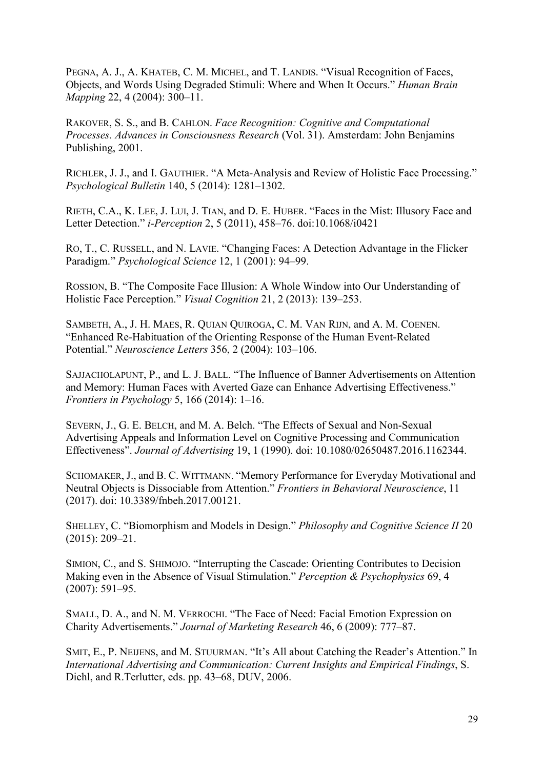PEGNA, A. J., A. KHATEB, C. M. MICHEL, and T. LANDIS. "Visual Recognition of Faces, Objects, and Words Using Degraded Stimuli: Where and When It Occurs." *Human Brain Mapping* 22, 4 (2004): 300–11.

RAKOVER, S. S., and B. CAHLON. *Face Recognition: Cognitive and Computational Processes. Advances in Consciousness Research* (Vol. 31). Amsterdam: John Benjamins Publishing, 2001.

RICHLER, J. J., and I. GAUTHIER. "A Meta-Analysis and Review of Holistic Face Processing." *Psychological Bulletin* 140, 5 (2014): 1281–1302.

RIETH, C.A., K. LEE, J. LUI, J. TIAN, and D. E. HUBER. "Faces in the Mist: Illusory Face and Letter Detection." *i-Perception* 2, 5 (2011), 458–76. doi:10.1068/i0421

RO, T., C. RUSSELL, and N. LAVIE. "Changing Faces: A Detection Advantage in the Flicker Paradigm." *Psychological Science* 12, 1 (2001): 94–99.

ROSSION, B. "The Composite Face Illusion: A Whole Window into Our Understanding of Holistic Face Perception." *Visual Cognition* 21, 2 (2013): 139–253.

SAMBETH, A., J. H. MAES, R. QUIAN QUIROGA, C. M. VAN RIJN, and A. M. COENEN. "Enhanced Re-Habituation of the Orienting Response of the Human Event-Related Potential." *Neuroscience Letters* 356, 2 (2004): 103–106.

SAJJACHOLAPUNT, P., and L. J. BALL. "The Influence of Banner Advertisements on Attention and Memory: Human Faces with Averted Gaze can Enhance Advertising Effectiveness." *Frontiers in Psychology* 5, 166 (2014): 1–16.

SEVERN, J., G. E. BELCH, and M. A. Belch. "The Effects of Sexual and Non-Sexual Advertising Appeals and Information Level on Cognitive Processing and Communication Effectiveness". *Journal of Advertising* 19, 1 (1990). doi: 10.1080/02650487.2016.1162344.

SCHOMAKER, J., and B. C. WITTMANN. "Memory Performance for Everyday Motivational and Neutral Objects is Dissociable from Attention." *Frontiers in Behavioral Neuroscience*, 11 (2017). doi: 10.3389/fnbeh.2017.00121.

SHELLEY, C. "Biomorphism and Models in Design." *Philosophy and Cognitive Science II* 20 (2015): 209–21.

SIMION, C., and S. SHIMOJO. "Interrupting the Cascade: Orienting Contributes to Decision Making even in the Absence of Visual Stimulation." *Perception & Psychophysics* 69, 4 (2007): 591–95.

SMALL, D. A., and N. M. VERROCHI. "The Face of Need: Facial Emotion Expression on Charity Advertisements." *Journal of Marketing Research* 46, 6 (2009): 777–87.

SMIT, E., P. NEIJENS, and M. STUURMAN. "It's All about Catching the Reader's Attention." In *International Advertising and Communication: Current Insights and Empirical Findings*, S. Diehl, and R.Terlutter, eds. pp. 43–68, DUV, 2006.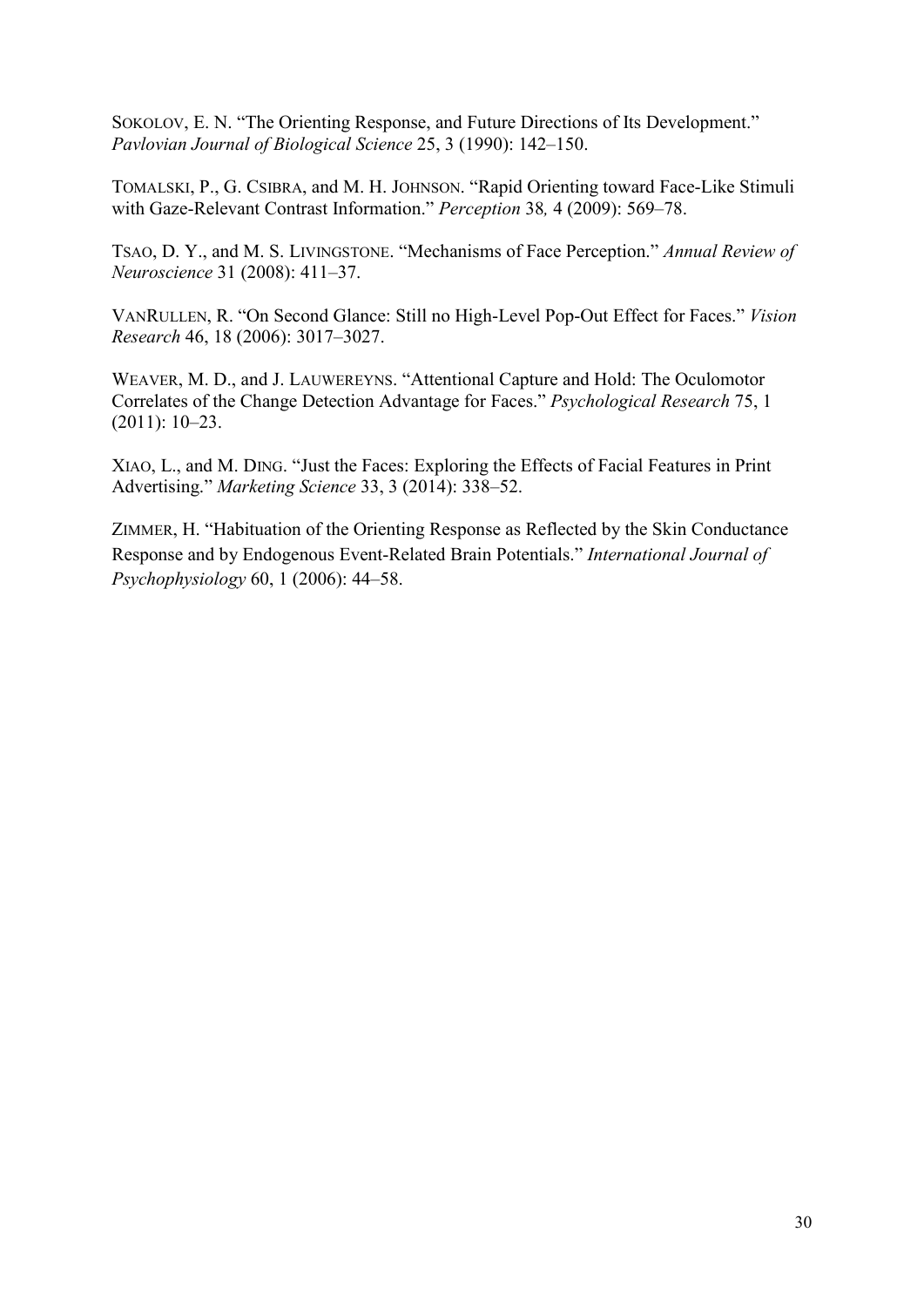SOKOLOV, E. N. "The Orienting Response, and Future Directions of Its Development." *Pavlovian Journal of Biological Science* 25, 3 (1990): 142–150.

TOMALSKI, P., G. CSIBRA, and M. H. JOHNSON. "Rapid Orienting toward Face-Like Stimuli with Gaze-Relevant Contrast Information." *Perception* 38*,* 4 (2009): 569–78.

TSAO, D. Y., and M. S. LIVINGSTONE. "Mechanisms of Face Perception." *Annual Review of Neuroscience* 31 (2008): 411–37.

VANRULLEN, R. "On Second Glance: Still no High-Level Pop-Out Effect for Faces." *Vision Research* 46, 18 (2006): 3017–3027.

WEAVER, M. D., and J. LAUWEREYNS. "Attentional Capture and Hold: The Oculomotor Correlates of the Change Detection Advantage for Faces." *Psychological Research* 75, 1 (2011): 10–23.

XIAO, L., and M. DING. "Just the Faces: Exploring the Effects of Facial Features in Print Advertising." *Marketing Science* 33, 3 (2014): 338–52.

ZIMMER, H. "Habituation of the Orienting Response as Reflected by the Skin Conductance Response and by Endogenous Event-Related Brain Potentials." *International Journal of Psychophysiology* 60, 1 (2006): 44–58.